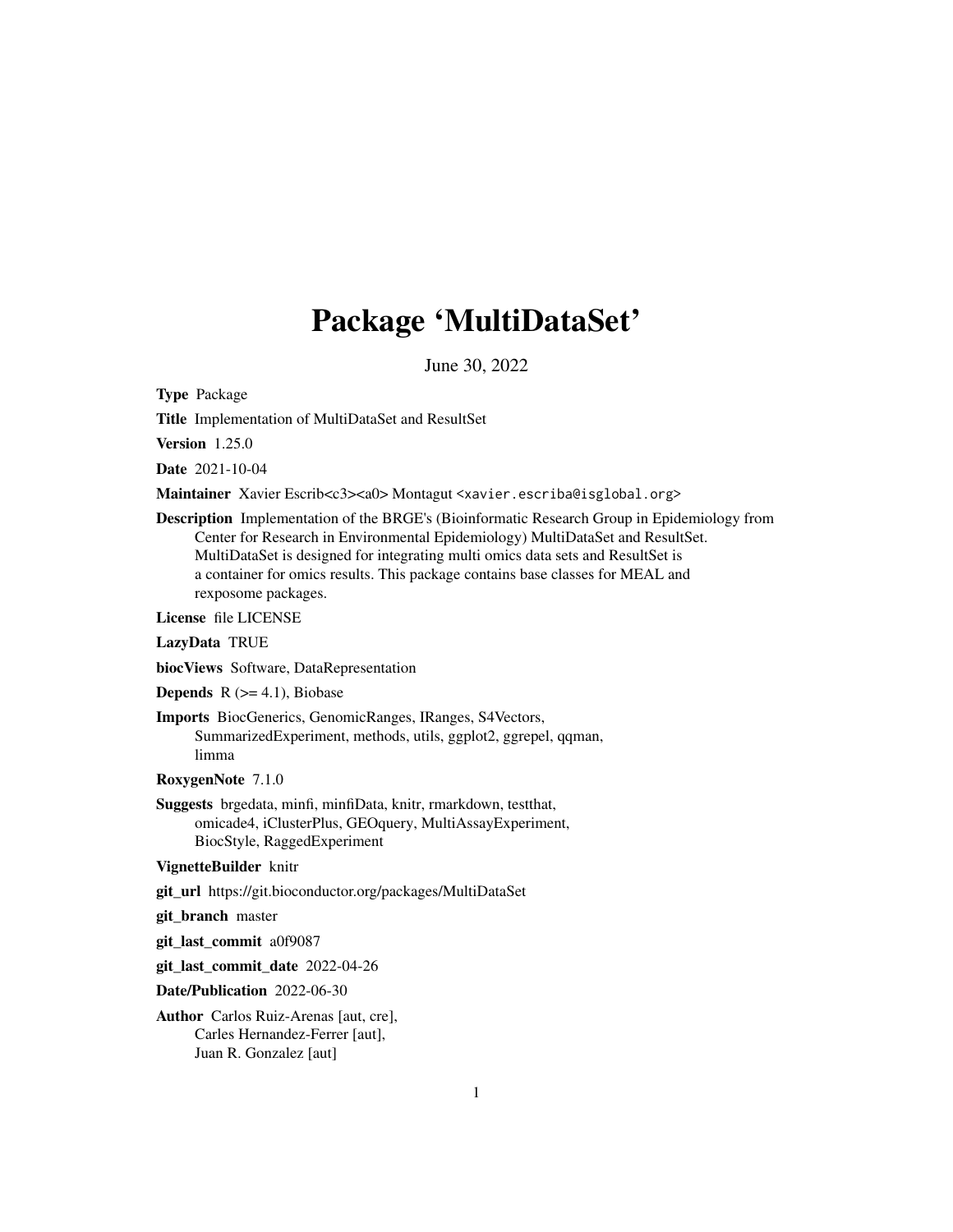# Package 'MultiDataSet'

June 30, 2022

**Type** Package

**Title** Implementation of MultiDataSet and ResultSet

**Version** 1.25.0

**Date** 2021-10-04

**Maintainer** Xavier Escrib<c3><a0> Montagut <xavier.escriba@isglobal.org>

**Description** Implementation of the BRGE's (Bioinformatic Research Group in Epidemiology from Center for Research in Environmental Epidemiology) MultiDataSet and ResultSet. MultiDataSet is designed for integrating multi omics data sets and ResultSet is a container for omics results. This package contains base classes for MEAL and rexposome packages.

**License** file LICENSE

**LazyData** TRUE

**biocViews** Software, DataRepresentation

**Depends** R (>= 4.1), Biobase

**Imports** BiocGenerics, GenomicRanges, IRanges, S4Vectors, SummarizedExperiment, methods, utils, ggplot2, ggrepel, qqman, limma

**RoxygenNote** 7.1.0

**Suggests** brgedata, minfi, minfiData, knitr, rmarkdown, testthat, omicade4, iClusterPlus, GEOquery, MultiAssayExperiment, BiocStyle, RaggedExperiment

**VignetteBuilder** knitr

**git_url** https://git.bioconductor.org/packages/MultiDataSet

**git_branch** master

**git_last_commit** a0f9087

**git_last_commit_date** 2022-04-26

**Date/Publication** 2022-06-30

**Author** Carlos Ruiz-Arenas [aut, cre], Carles Hernandez-Ferrer [aut], Juan R. Gonzalez [aut]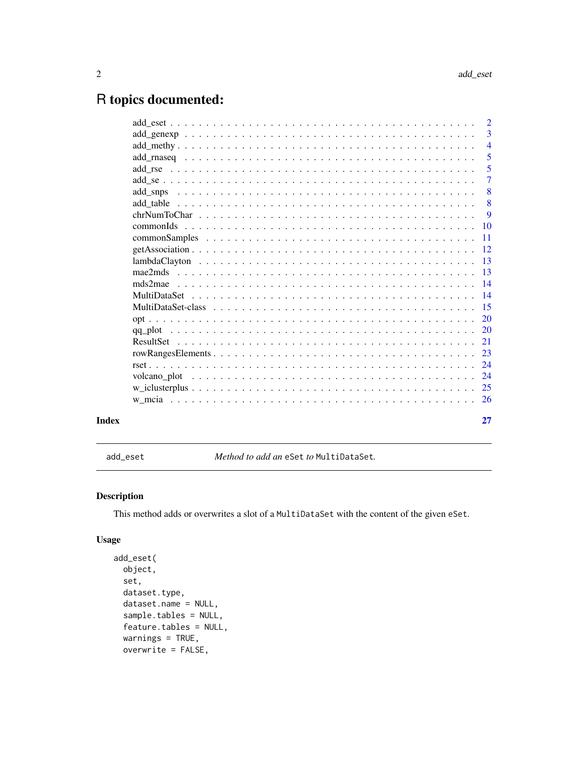# R topics documented:

| | |
|---|---|
| add_eset | 2 |
| add_genexp | 3 |
| add_methy | 4 |
| add_rnaseq | 5 |
| add_rse | 5 |
| add_se | 7 |
| add_snps | 8 |
| add_table | 8 |
| chrNumToChar | 9 |
| commonIds | 10 |
| commonSamples | 11 |
| getAssociation | 12 |
| lambdaClayton | 13 |
| mae2mds | 13 |
| mds2mae | 14 |
| MultiDataSet | 14 |
| MultiDataSet-class | 15 |
| opt | 20 |
| qq_plot | 20 |
| ResultSet | 21 |
| rowRangesElements | 23 |
| rset | 24 |
| volcano_plot | 24 |
| w_iclusterplus | 25 |
| w_mcia | 26 |

**Index** **27**

---

`add_eset` *Method to add an* `eSet` *to* `MultiDataSet`*.*

---

## Description

This method adds or overwrites a slot of a `MultiDataSet` with the content of the given `eSet`.

## Usage

```
add_eset(
  object,
  set,
  dataset.type,
  dataset.name = NULL,
  sample.tables = NULL,
  feature.tables = NULL,
  warnings = TRUE,
  overwrite = FALSE,
```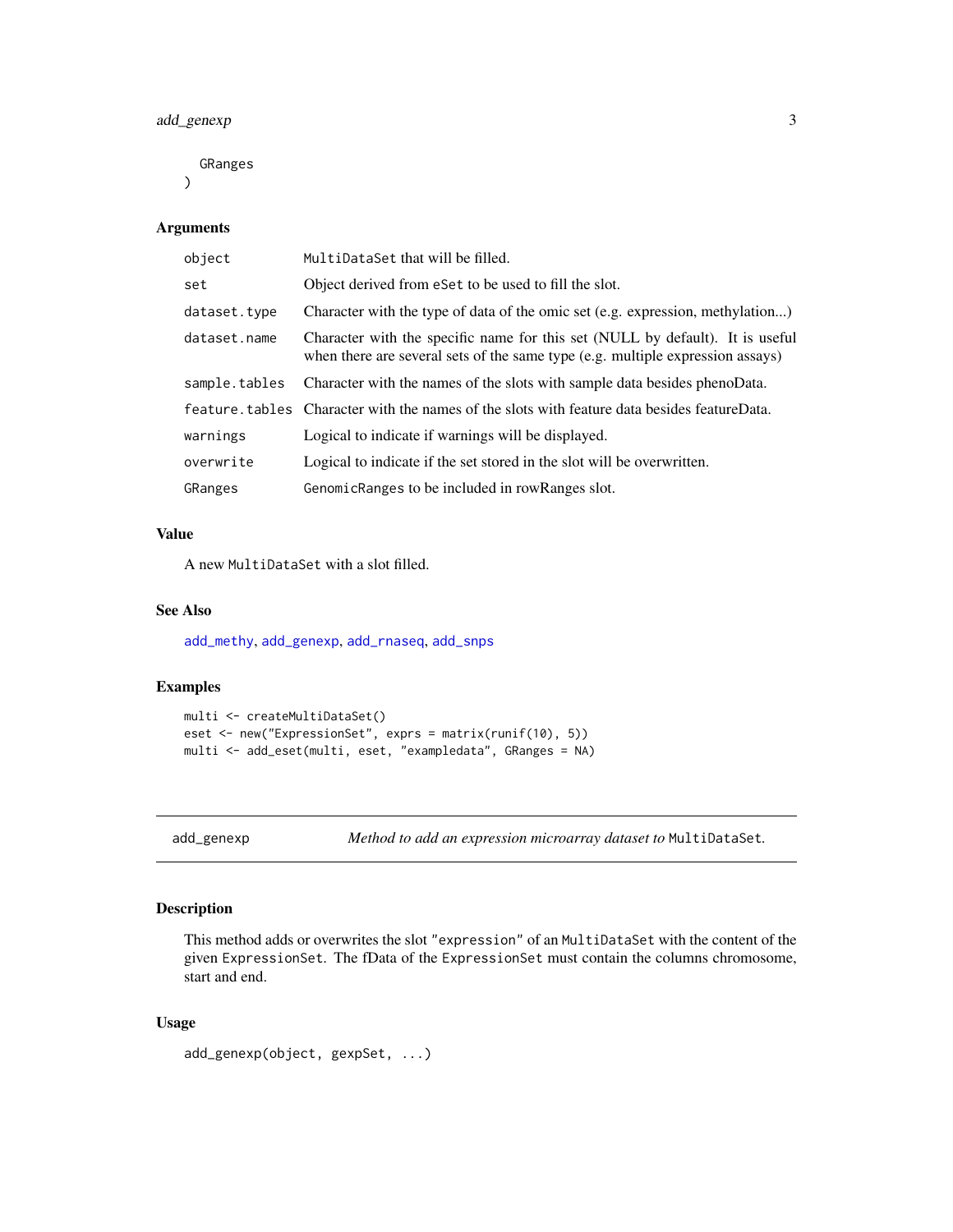```
  GRanges
)
```

### Arguments

| | |
|---|---|
| object | MultiDataSet that will be filled. |
| set | Object derived from eSet to be used to fill the slot. |
| dataset.type | Character with the type of data of the omic set (e.g. expression, methylation...) |
| dataset.name | Character with the specific name for this set (NULL by default). It is useful when there are several sets of the same type (e.g. multiple expression assays) |
| sample.tables | Character with the names of the slots with sample data besides phenoData. |
| feature.tables | Character with the names of the slots with feature data besides featureData. |
| warnings | Logical to indicate if warnings will be displayed. |
| overwrite | Logical to indicate if the set stored in the slot will be overwritten. |
| GRanges | GenomicRanges to be included in rowRanges slot. |

### Value

A new MultiDataSet with a slot filled.

### See Also

add_methy, add_genexp, add_rnaseq, add_snps

### Examples

```
multi <- createMultiDataSet()
eset <- new("ExpressionSet", exprs = matrix(runif(10), 5))
multi <- add_eset(multi, eset, "exampledata", GRanges = NA)
```

## add_genexp — *Method to add an expression microarray dataset to* MultiDataSet.

### Description

This method adds or overwrites the slot "expression" of an MultiDataSet with the content of the given ExpressionSet. The fData of the ExpressionSet must contain the columns chromosome, start and end.

### Usage

```
add_genexp(object, gexpSet, ...)
```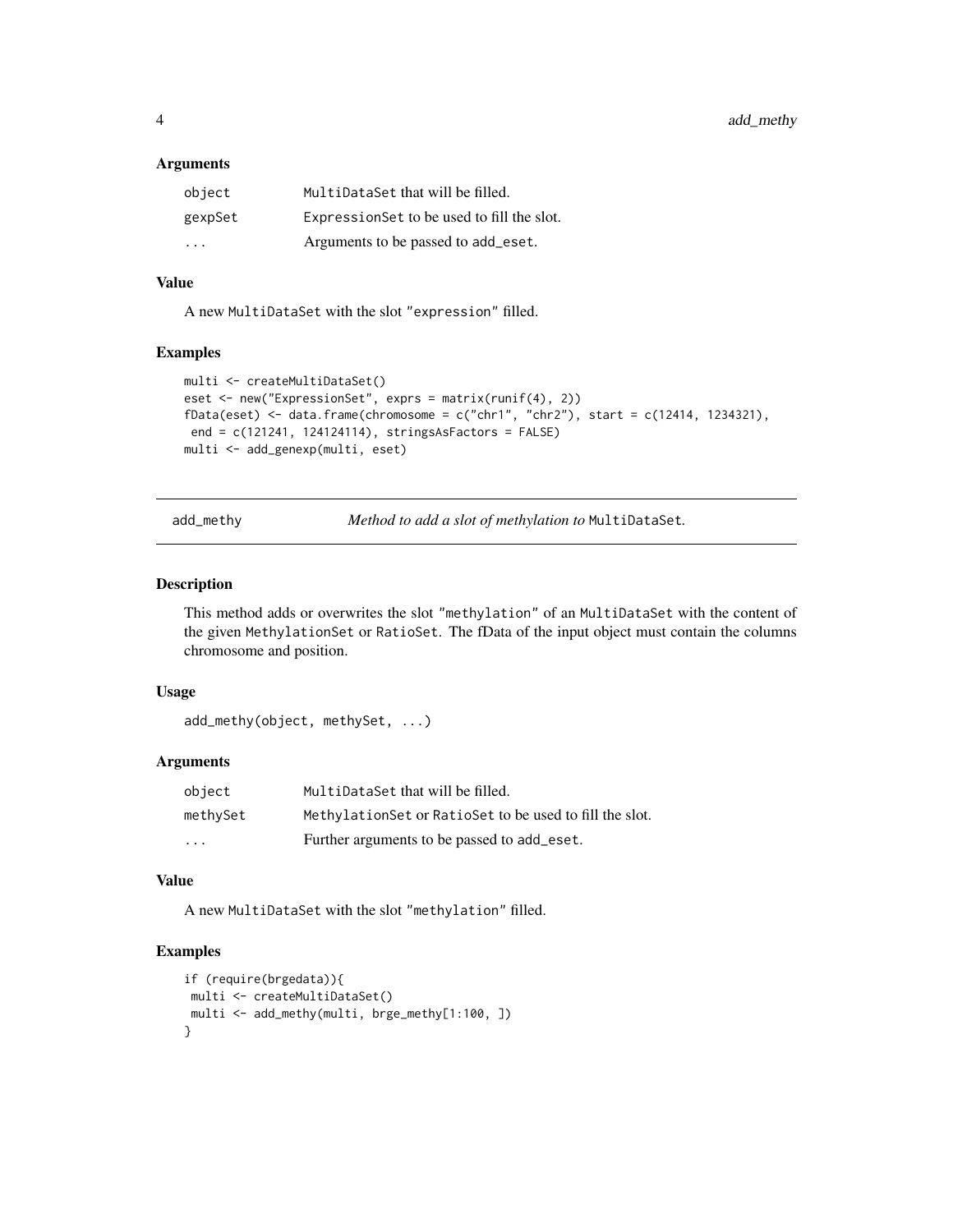### Arguments

| | |
|---|---|
| object | MultiDataSet that will be filled. |
| gexpSet | ExpressionSet to be used to fill the slot. |
| ... | Arguments to be passed to add_eset. |

### Value

A new MultiDataSet with the slot "expression" filled.

### Examples

```
multi <- createMultiDataSet()
eset <- new("ExpressionSet", exprs = matrix(runif(4), 2))
fData(eset) <- data.frame(chromosome = c("chr1", "chr2"), start = c(12414, 1234321),
 end = c(121241, 124124114), stringsAsFactors = FALSE)
multi <- add_genexp(multi, eset)
```

---

## add_methy — *Method to add a slot of methylation to* MultiDataSet.

### Description

This method adds or overwrites the slot "methylation" of an MultiDataSet with the content of the given MethylationSet or RatioSet. The fData of the input object must contain the columns chromosome and position.

### Usage

```
add_methy(object, methySet, ...)
```

### Arguments

| | |
|---|---|
| object | MultiDataSet that will be filled. |
| methySet | MethylationSet or RatioSet to be used to fill the slot. |
| ... | Further arguments to be passed to add_eset. |

### Value

A new MultiDataSet with the slot "methylation" filled.

### Examples

```
if (require(brgedata)){
 multi <- createMultiDataSet()
 multi <- add_methy(multi, brge_methy[1:100, ])
}
```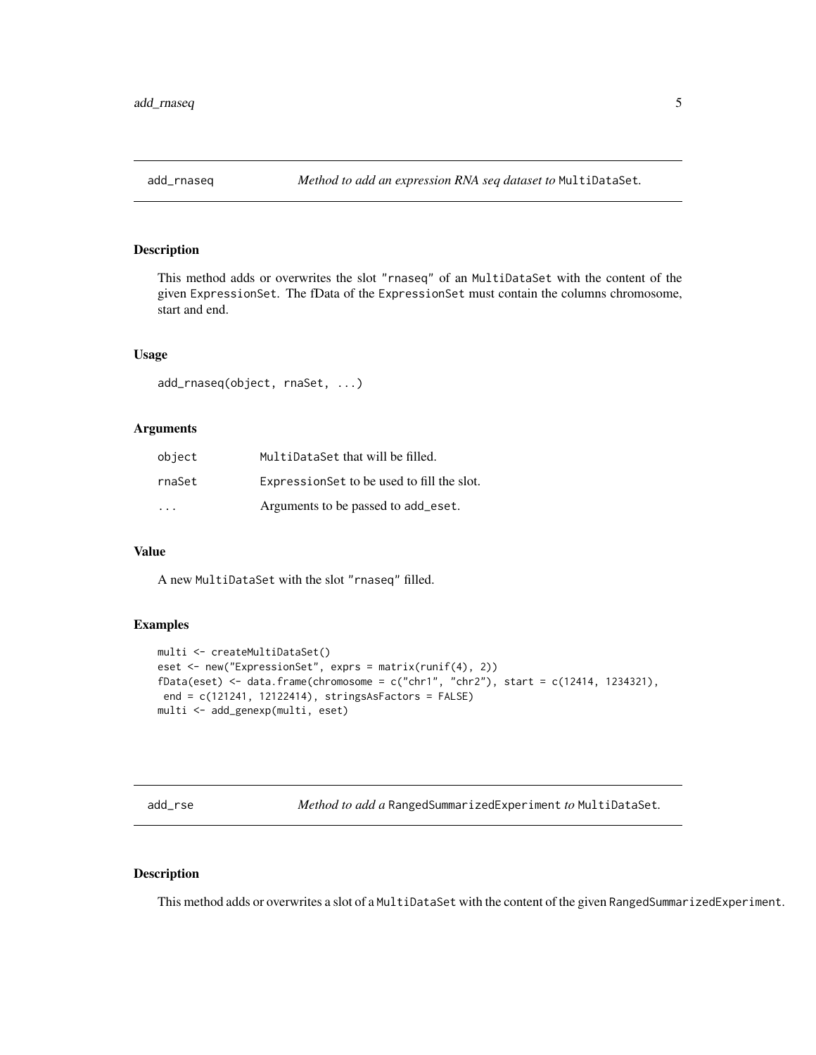## add_rnaseq *Method to add an expression RNA seq dataset to* MultiDataSet.

### Description

This method adds or overwrites the slot "rnaseq" of an MultiDataSet with the content of the given ExpressionSet. The fData of the ExpressionSet must contain the columns chromosome, start and end.

### Usage

```
add_rnaseq(object, rnaSet, ...)
```

### Arguments

| | |
|---|---|
| object | MultiDataSet that will be filled. |
| rnaSet | ExpressionSet to be used to fill the slot. |
| ... | Arguments to be passed to add_eset. |

### Value

A new MultiDataSet with the slot "rnaseq" filled.

### Examples

```
multi <- createMultiDataSet()
eset <- new("ExpressionSet", exprs = matrix(runif(4), 2))
fData(eset) <- data.frame(chromosome = c("chr1", "chr2"), start = c(12414, 1234321),
 end = c(121241, 12122414), stringsAsFactors = FALSE)
multi <- add_genexp(multi, eset)
```

## add_rse *Method to add a* RangedSummarizedExperiment *to* MultiDataSet.

### Description

This method adds or overwrites a slot of a MultiDataSet with the content of the given RangedSummarizedExperiment.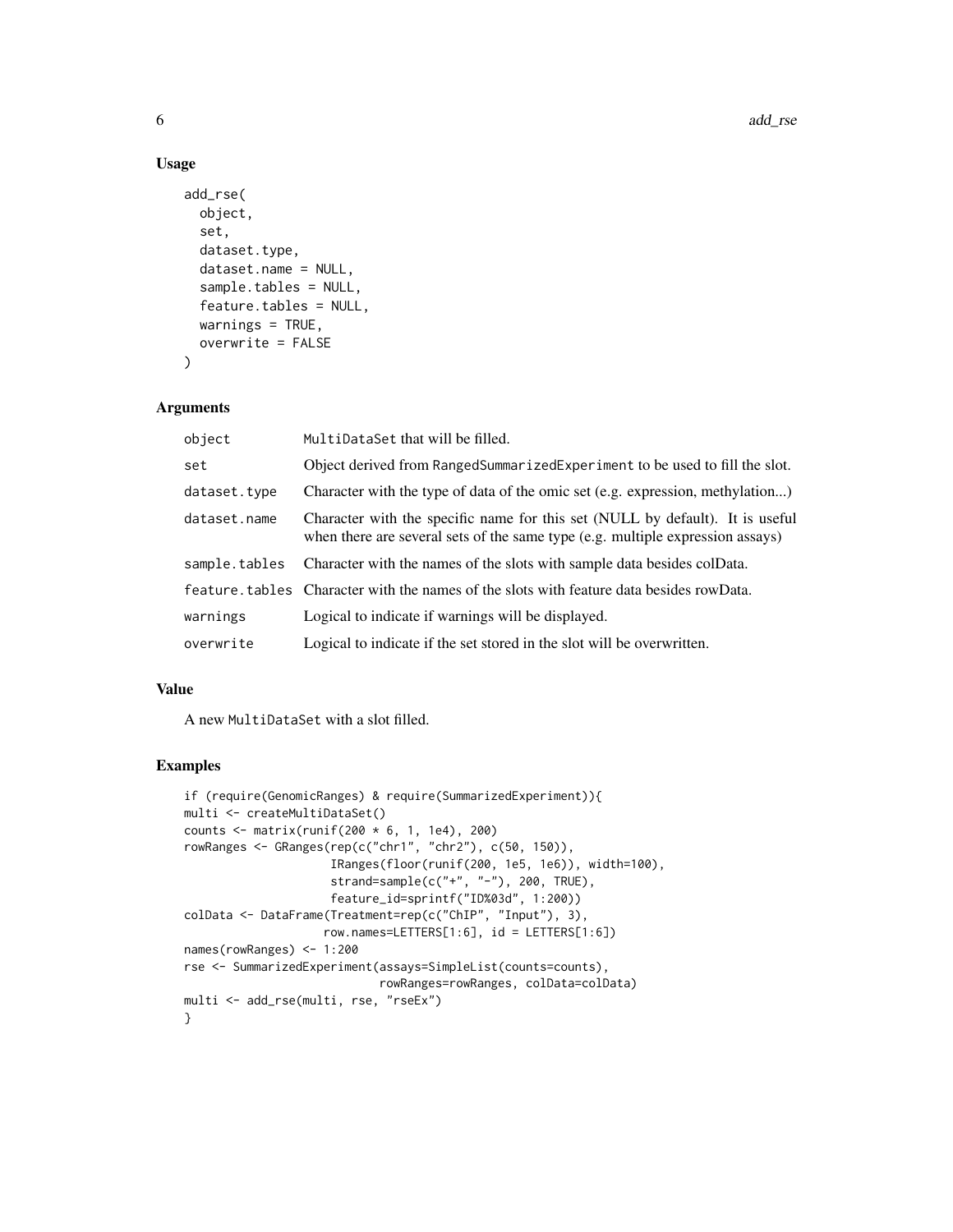## Usage

```
add_rse(
  object,
  set,
  dataset.type,
  dataset.name = NULL,
  sample.tables = NULL,
  feature.tables = NULL,
  warnings = TRUE,
  overwrite = FALSE
)
```

## Arguments

| | |
|---|---|
| object | MultiDataSet that will be filled. |
| set | Object derived from RangedSummarizedExperiment to be used to fill the slot. |
| dataset.type | Character with the type of data of the omic set (e.g. expression, methylation...) |
| dataset.name | Character with the specific name for this set (NULL by default). It is useful when there are several sets of the same type (e.g. multiple expression assays) |
| sample.tables | Character with the names of the slots with sample data besides colData. |
| feature.tables | Character with the names of the slots with feature data besides rowData. |
| warnings | Logical to indicate if warnings will be displayed. |
| overwrite | Logical to indicate if the set stored in the slot will be overwritten. |

## Value

A new MultiDataSet with a slot filled.

## Examples

```
if (require(GenomicRanges) & require(SummarizedExperiment)){
multi <- createMultiDataSet()
counts <- matrix(runif(200 * 6, 1, 1e4), 200)
rowRanges <- GRanges(rep(c("chr1", "chr2"), c(50, 150)),
                     IRanges(floor(runif(200, 1e5, 1e6)), width=100),
                     strand=sample(c("+", "-"), 200, TRUE),
                     feature_id=sprintf("ID%03d", 1:200))
colData <- DataFrame(Treatment=rep(c("ChIP", "Input"), 3),
                    row.names=LETTERS[1:6], id = LETTERS[1:6])
names(rowRanges) <- 1:200
rse <- SummarizedExperiment(assays=SimpleList(counts=counts),
                            rowRanges=rowRanges, colData=colData)
multi <- add_rse(multi, rse, "rseEx")
}
```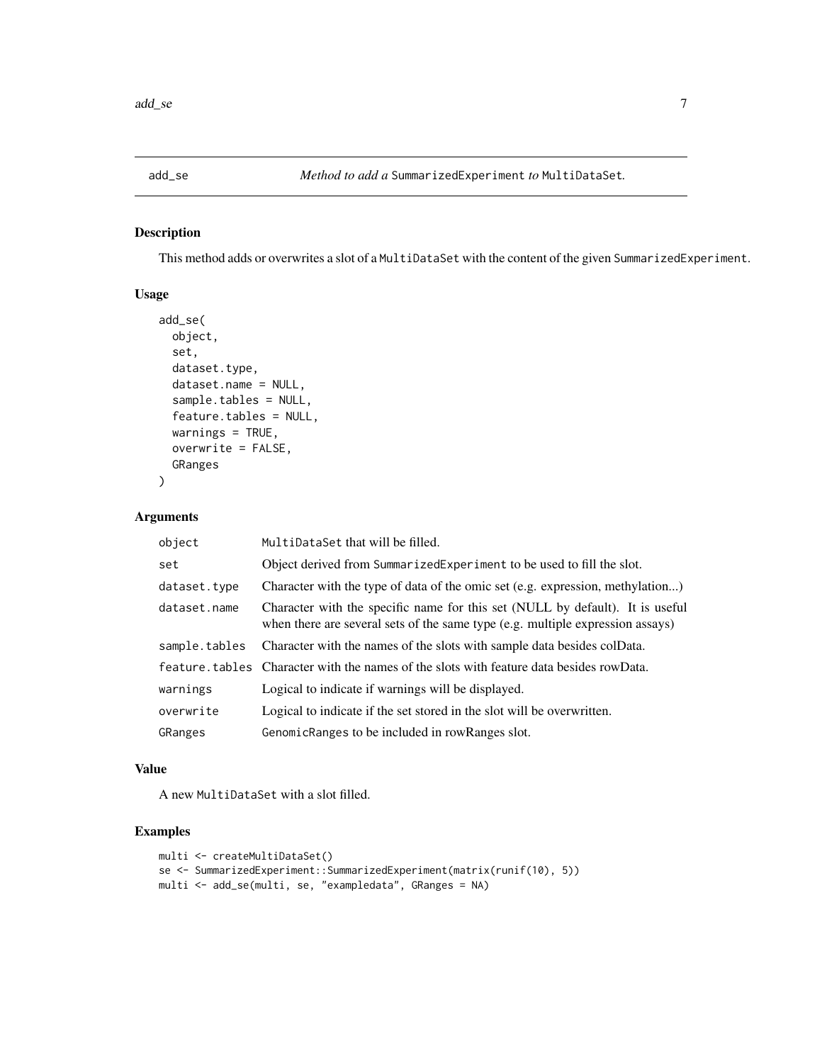## add_se — *Method to add a* `SummarizedExperiment` *to* `MultiDataSet`.

### Description

This method adds or overwrites a slot of a `MultiDataSet` with the content of the given `SummarizedExperiment`.

### Usage

```
add_se(
  object,
  set,
  dataset.type,
  dataset.name = NULL,
  sample.tables = NULL,
  feature.tables = NULL,
  warnings = TRUE,
  overwrite = FALSE,
  GRanges
)
```

### Arguments

| | |
|---|---|
| `object` | `MultiDataSet` that will be filled. |
| `set` | Object derived from `SummarizedExperiment` to be used to fill the slot. |
| `dataset.type` | Character with the type of data of the omic set (e.g. expression, methylation...) |
| `dataset.name` | Character with the specific name for this set (NULL by default). It is useful when there are several sets of the same type (e.g. multiple expression assays) |
| `sample.tables` | Character with the names of the slots with sample data besides colData. |
| `feature.tables` | Character with the names of the slots with feature data besides rowData. |
| `warnings` | Logical to indicate if warnings will be displayed. |
| `overwrite` | Logical to indicate if the set stored in the slot will be overwritten. |
| `GRanges` | `GenomicRanges` to be included in rowRanges slot. |

### Value

A new `MultiDataSet` with a slot filled.

### Examples

```
multi <- createMultiDataSet()
se <- SummarizedExperiment::SummarizedExperiment(matrix(runif(10), 5))
multi <- add_se(multi, se, "exampledata", GRanges = NA)
```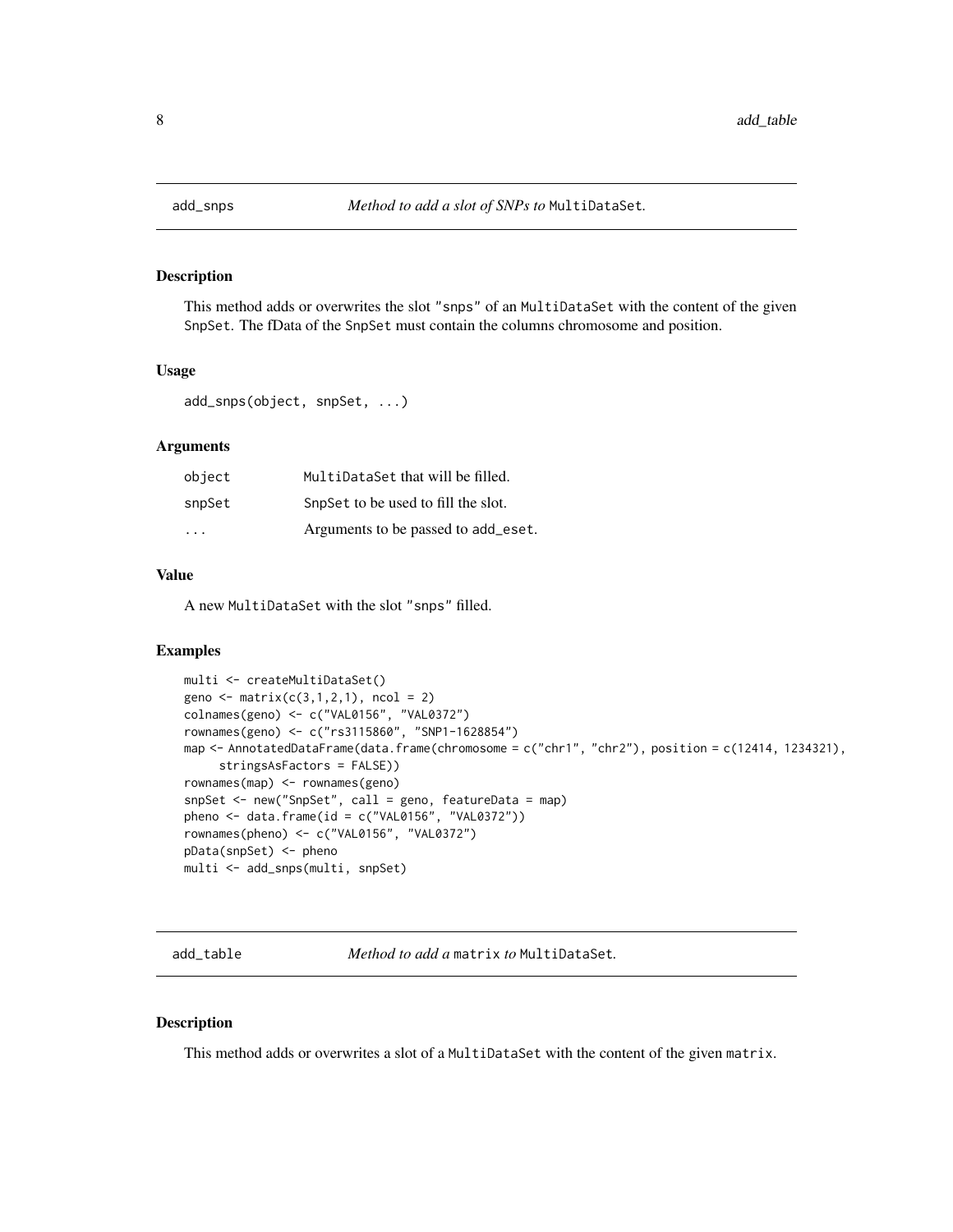## add_snps *Method to add a slot of SNPs to* MultiDataSet.

### Description

This method adds or overwrites the slot "snps" of an MultiDataSet with the content of the given SnpSet. The fData of the SnpSet must contain the columns chromosome and position.

### Usage

```
add_snps(object, snpSet, ...)
```

### Arguments

| | |
|---|---|
| object | MultiDataSet that will be filled. |
| snpSet | SnpSet to be used to fill the slot. |
| ... | Arguments to be passed to add_eset. |

### Value

A new MultiDataSet with the slot "snps" filled.

### Examples

```
multi <- createMultiDataSet()
geno <- matrix(c(3,1,2,1), ncol = 2)
colnames(geno) <- c("VAL0156", "VAL0372")
rownames(geno) <- c("rs3115860", "SNP1-1628854")
map <- AnnotatedDataFrame(data.frame(chromosome = c("chr1", "chr2"), position = c(12414, 1234321),
     stringsAsFactors = FALSE))
rownames(map) <- rownames(geno)
snpSet <- new("SnpSet", call = geno, featureData = map)
pheno <- data.frame(id = c("VAL0156", "VAL0372"))
rownames(pheno) <- c("VAL0156", "VAL0372")
pData(snpSet) <- pheno
multi <- add_snps(multi, snpSet)
```

## add_table *Method to add a* matrix *to* MultiDataSet.

### Description

This method adds or overwrites a slot of a MultiDataSet with the content of the given matrix.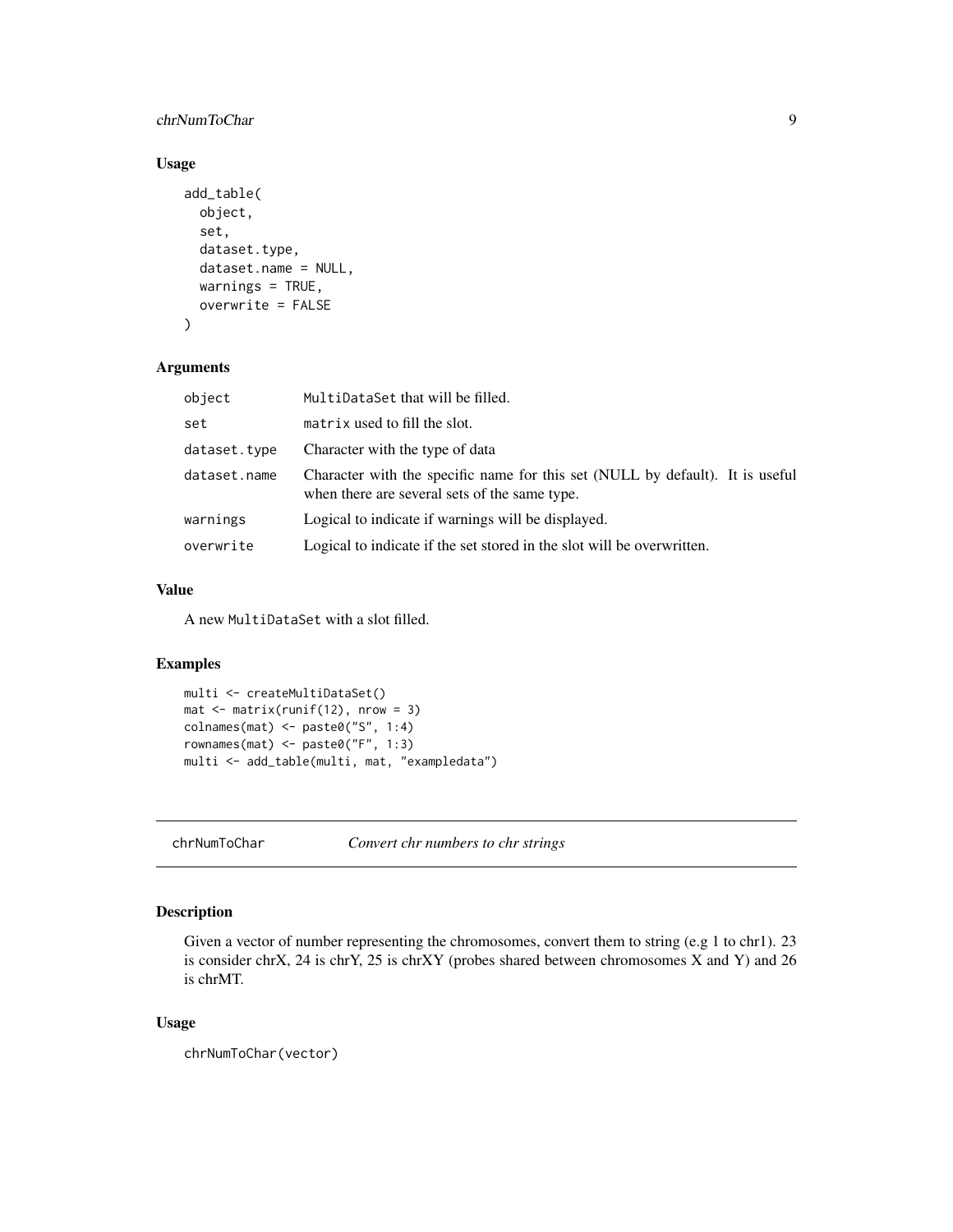### Usage

```
add_table(
  object,
  set,
  dataset.type,
  dataset.name = NULL,
  warnings = TRUE,
  overwrite = FALSE
)
```

### Arguments

| | |
|---|---|
| object | MultiDataSet that will be filled. |
| set | matrix used to fill the slot. |
| dataset.type | Character with the type of data |
| dataset.name | Character with the specific name for this set (NULL by default). It is useful when there are several sets of the same type. |
| warnings | Logical to indicate if warnings will be displayed. |
| overwrite | Logical to indicate if the set stored in the slot will be overwritten. |

### Value

A new MultiDataSet with a slot filled.

### Examples

```
multi <- createMultiDataSet()
mat <- matrix(runif(12), nrow = 3)
colnames(mat) <- paste0("S", 1:4)
rownames(mat) <- paste0("F", 1:3)
multi <- add_table(multi, mat, "exampledata")
```

---

## chrNumToChar *Convert chr numbers to chr strings*

### Description

Given a vector of number representing the chromosomes, convert them to string (e.g 1 to chr1). 23 is consider chrX, 24 is chrY, 25 is chrXY (probes shared between chromosomes X and Y) and 26 is chrMT.

### Usage

```
chrNumToChar(vector)
```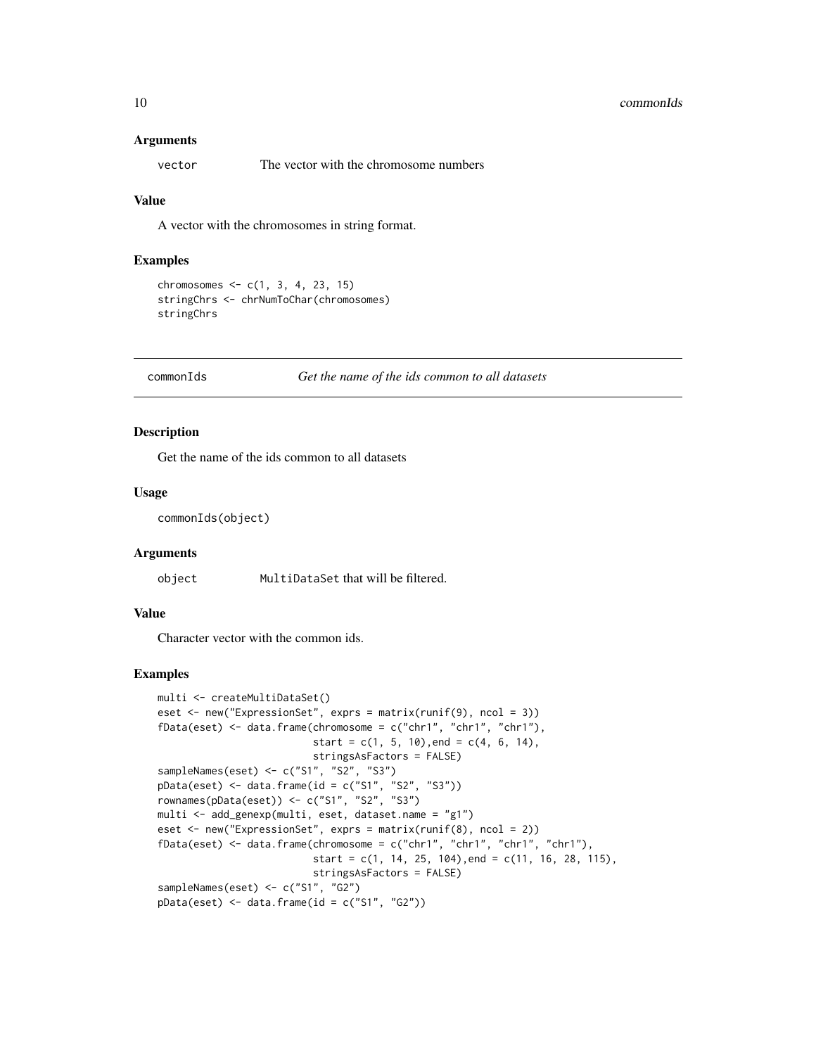### Arguments

vector The vector with the chromosome numbers

### Value

A vector with the chromosomes in string format.

### Examples

```
chromosomes <- c(1, 3, 4, 23, 15)
stringChrs <- chrNumToChar(chromosomes)
stringChrs
```

---

## commonIds *Get the name of the ids common to all datasets*

### Description

Get the name of the ids common to all datasets

### Usage

```
commonIds(object)
```

### Arguments

object MultiDataSet that will be filtered.

### Value

Character vector with the common ids.

### Examples

```
multi <- createMultiDataSet()
eset <- new("ExpressionSet", exprs = matrix(runif(9), ncol = 3))
fData(eset) <- data.frame(chromosome = c("chr1", "chr1", "chr1"),
                          start = c(1, 5, 10),end = c(4, 6, 14),
                          stringsAsFactors = FALSE)
sampleNames(eset) <- c("S1", "S2", "S3")
pData(eset) <- data.frame(id = c("S1", "S2", "S3"))
rownames(pData(eset)) <- c("S1", "S2", "S3")
multi <- add_genexp(multi, eset, dataset.name = "g1")
eset <- new("ExpressionSet", exprs = matrix(runif(8), ncol = 2))
fData(eset) <- data.frame(chromosome = c("chr1", "chr1", "chr1", "chr1"),
                          start = c(1, 14, 25, 104),end = c(11, 16, 28, 115),
                          stringsAsFactors = FALSE)
sampleNames(eset) <- c("S1", "G2")
pData(eset) <- data.frame(id = c("S1", "G2"))
```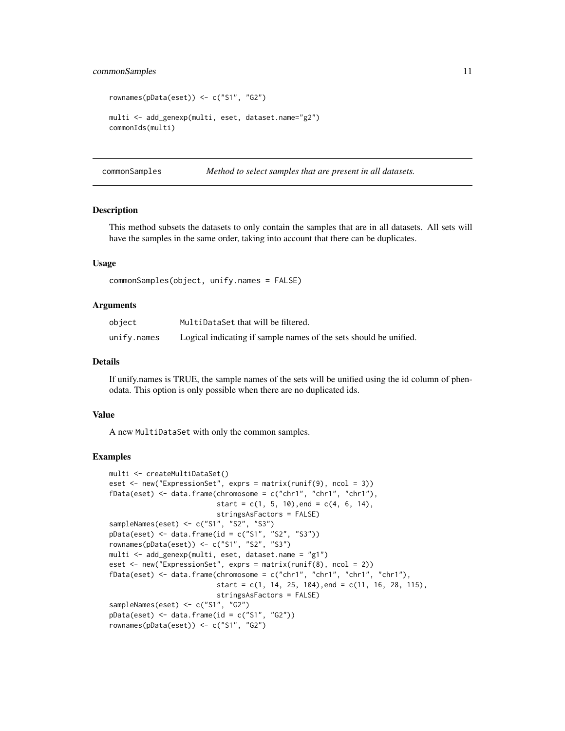```
rownames(pData(eset)) <- c("S1", "G2")

multi <- add_genexp(multi, eset, dataset.name="g2")
commonIds(multi)
```

## commonSamples *Method to select samples that are present in all datasets.*

### Description

This method subsets the datasets to only contain the samples that are in all datasets. All sets will have the samples in the same order, taking into account that there can be duplicates.

### Usage

```
commonSamples(object, unify.names = FALSE)
```

### Arguments

| | |
|---|---|
| object | MultiDataSet that will be filtered. |
| unify.names | Logical indicating if sample names of the sets should be unified. |

### Details

If unify.names is TRUE, the sample names of the sets will be unified using the id column of phenodata. This option is only possible when there are no duplicated ids.

### Value

A new MultiDataSet with only the common samples.

### Examples

```
multi <- createMultiDataSet()
eset <- new("ExpressionSet", exprs = matrix(runif(9), ncol = 3))
fData(eset) <- data.frame(chromosome = c("chr1", "chr1", "chr1"),
                          start = c(1, 5, 10),end = c(4, 6, 14),
                          stringsAsFactors = FALSE)
sampleNames(eset) <- c("S1", "S2", "S3")
pData(eset) <- data.frame(id = c("S1", "S2", "S3"))
rownames(pData(eset)) <- c("S1", "S2", "S3")
multi <- add_genexp(multi, eset, dataset.name = "g1")
eset <- new("ExpressionSet", exprs = matrix(runif(8), ncol = 2))
fData(eset) <- data.frame(chromosome = c("chr1", "chr1", "chr1", "chr1"),
                          start = c(1, 14, 25, 104),end = c(11, 16, 28, 115),
                          stringsAsFactors = FALSE)
sampleNames(eset) <- c("S1", "G2")
pData(eset) <- data.frame(id = c("S1", "G2"))
rownames(pData(eset)) <- c("S1", "G2")
```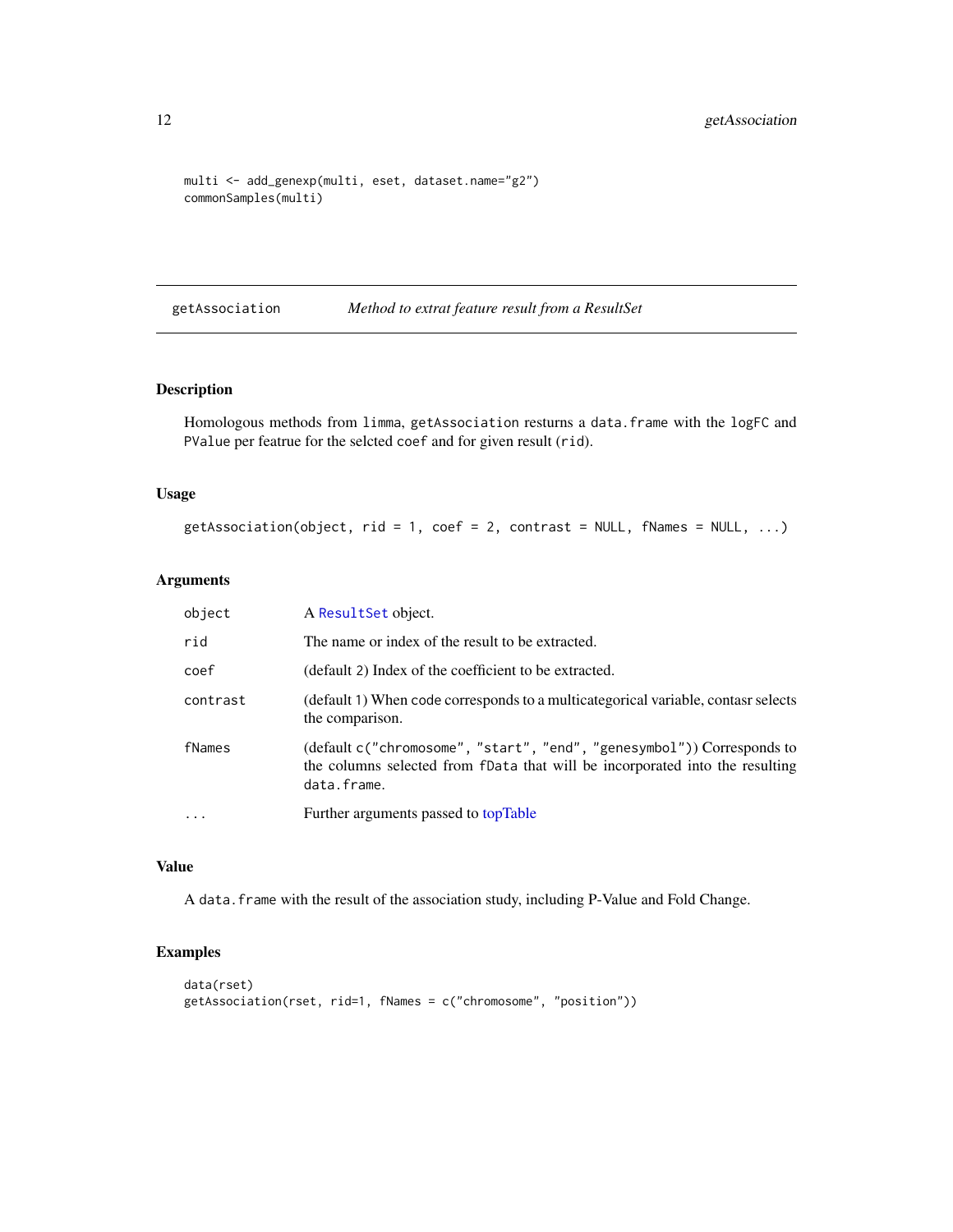```
multi <- add_genexp(multi, eset, dataset.name="g2")
commonSamples(multi)
```

## getAssociation *Method to extrat feature result from a ResultSet*

### Description

Homologous methods from `limma`, `getAssociation` resturns a `data.frame` with the `logFC` and `PValue` per featrue for the selcted `coef` and for given result (`rid`).

### Usage

```
getAssociation(object, rid = 1, coef = 2, contrast = NULL, fNames = NULL, ...)
```

### Arguments

| | |
|---|---|
| `object` | A `ResultSet` object. |
| `rid` | The name or index of the result to be extracted. |
| `coef` | (default 2) Index of the coefficient to be extracted. |
| `contrast` | (default 1) When code corresponds to a multicategorical variable, contasr selects the comparison. |
| `fNames` | (default `c("chromosome", "start", "end", "genesymbol")`) Corresponds to the columns selected from `fData` that will be incorporated into the resulting `data.frame`. |
| `...` | Further arguments passed to topTable |

### Value

A `data.frame` with the result of the association study, including P-Value and Fold Change.

### Examples

```
data(rset)
getAssociation(rset, rid=1, fNames = c("chromosome", "position"))
```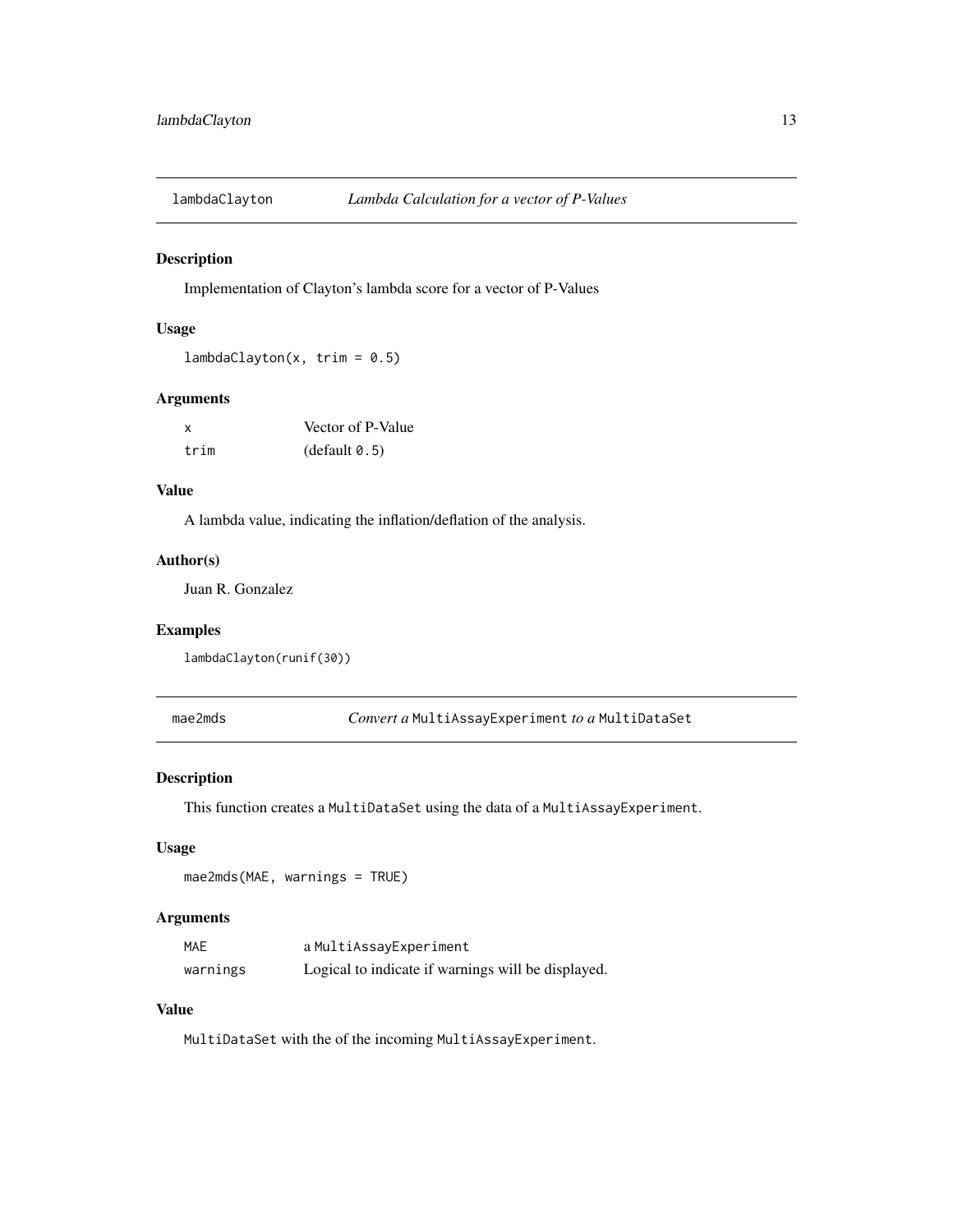## lambdaClayton — *Lambda Calculation for a vector of P-Values*

### Description

Implementation of Clayton's lambda score for a vector of P-Values

### Usage

```
lambdaClayton(x, trim = 0.5)
```

### Arguments

| | |
|---|---|
| `x` | Vector of P-Value |
| `trim` | (default `0.5`) |

### Value

A lambda value, indicating the inflation/deflation of the analysis.

### Author(s)

Juan R. Gonzalez

### Examples

```
lambdaClayton(runif(30))
```

## mae2mds — *Convert a* `MultiAssayExperiment` *to a* `MultiDataSet`

### Description

This function creates a `MultiDataSet` using the data of a `MultiAssayExperiment`.

### Usage

```
mae2mds(MAE, warnings = TRUE)
```

### Arguments

| | |
|---|---|
| `MAE` | a `MultiAssayExperiment` |
| `warnings` | Logical to indicate if warnings will be displayed. |

### Value

`MultiDataSet` with the of the incoming `MultiAssayExperiment`.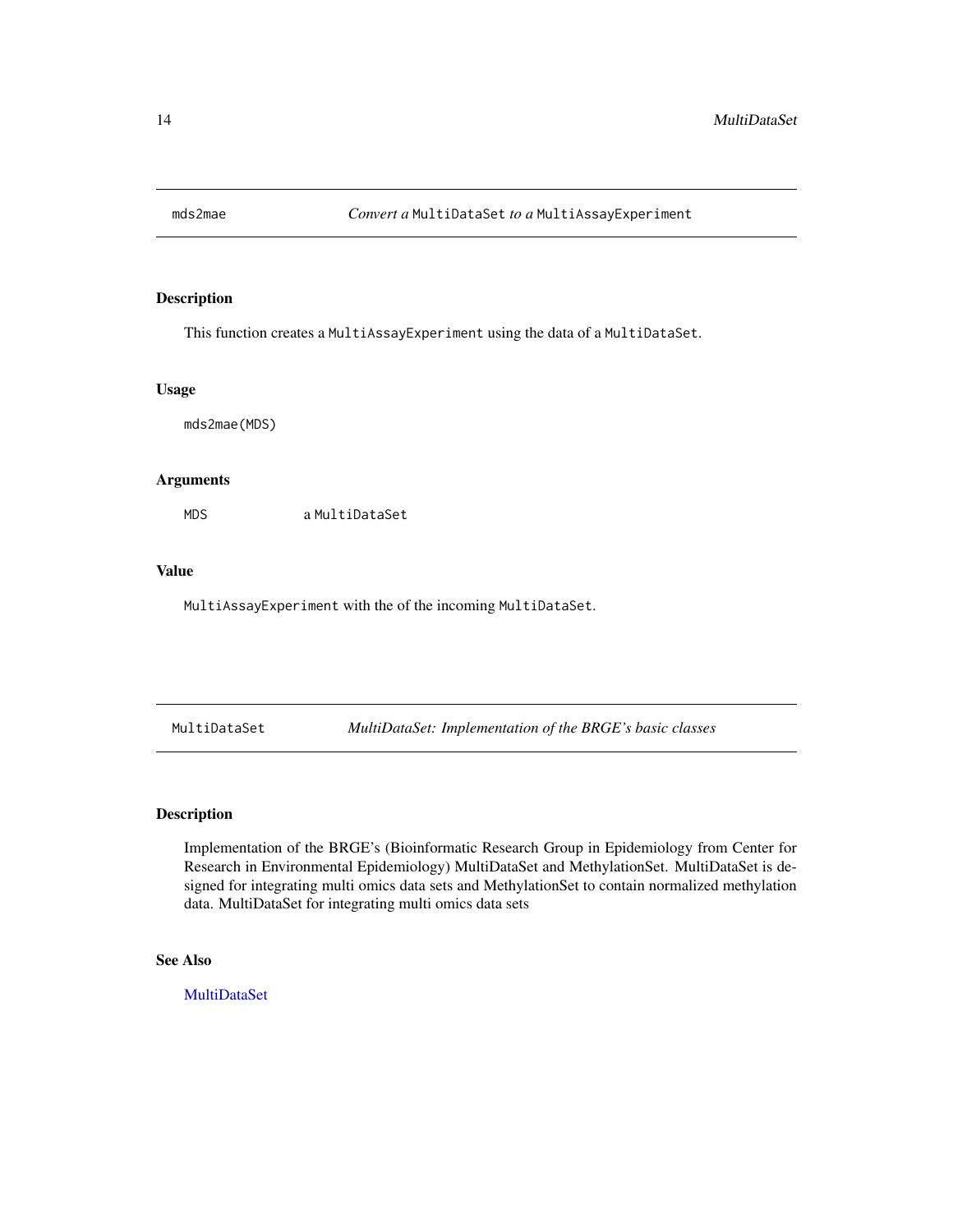## mds2mae — *Convert a* `MultiDataSet` *to a* `MultiAssayExperiment`

### Description

This function creates a `MultiAssayExperiment` using the data of a `MultiDataSet`.

### Usage

```
mds2mae(MDS)
```

### Arguments

| | |
|---|---|
| `MDS` | a `MultiDataSet` |

### Value

`MultiAssayExperiment` with the of the incoming `MultiDataSet`.

## MultiDataSet — *MultiDataSet: Implementation of the BRGE's basic classes*

### Description

Implementation of the BRGE's (Bioinformatic Research Group in Epidemiology from Center for Research in Environmental Epidemiology) MultiDataSet and MethylationSet. MultiDataSet is designed for integrating multi omics data sets and MethylationSet to contain normalized methylation data. MultiDataSet for integrating multi omics data sets

### See Also

MultiDataSet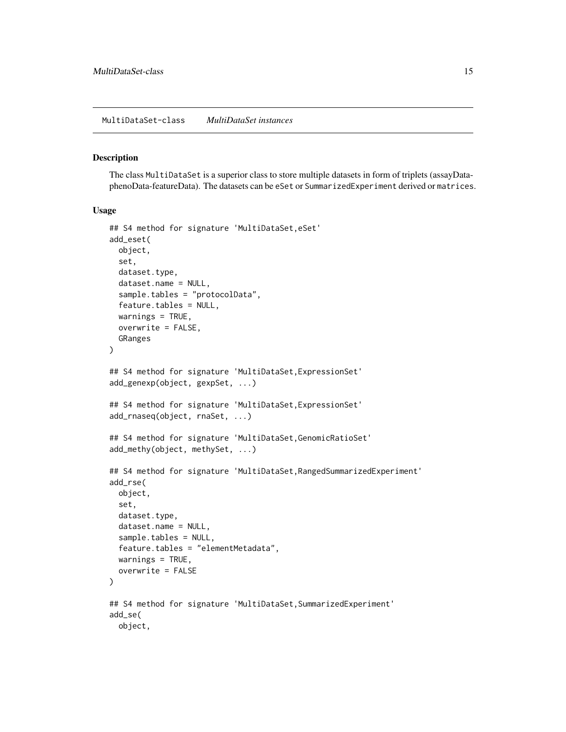MultiDataSet-class    *MultiDataSet instances*

## Description

The class `MultiDataSet` is a superior class to store multiple datasets in form of triplets (assayData-phenoData-featureData). The datasets can be `eSet` or `SummarizedExperiment` derived or `matrices`.

## Usage

```
## S4 method for signature 'MultiDataSet,eSet'
add_eset(
  object,
  set,
  dataset.type,
  dataset.name = NULL,
  sample.tables = "protocolData",
  feature.tables = NULL,
  warnings = TRUE,
  overwrite = FALSE,
  GRanges
)

## S4 method for signature 'MultiDataSet,ExpressionSet'
add_genexp(object, gexpSet, ...)

## S4 method for signature 'MultiDataSet,ExpressionSet'
add_rnaseq(object, rnaSet, ...)

## S4 method for signature 'MultiDataSet,GenomicRatioSet'
add_methy(object, methySet, ...)

## S4 method for signature 'MultiDataSet,RangedSummarizedExperiment'
add_rse(
  object,
  set,
  dataset.type,
  dataset.name = NULL,
  sample.tables = NULL,
  feature.tables = "elementMetadata",
  warnings = TRUE,
  overwrite = FALSE
)

## S4 method for signature 'MultiDataSet,SummarizedExperiment'
add_se(
  object,
```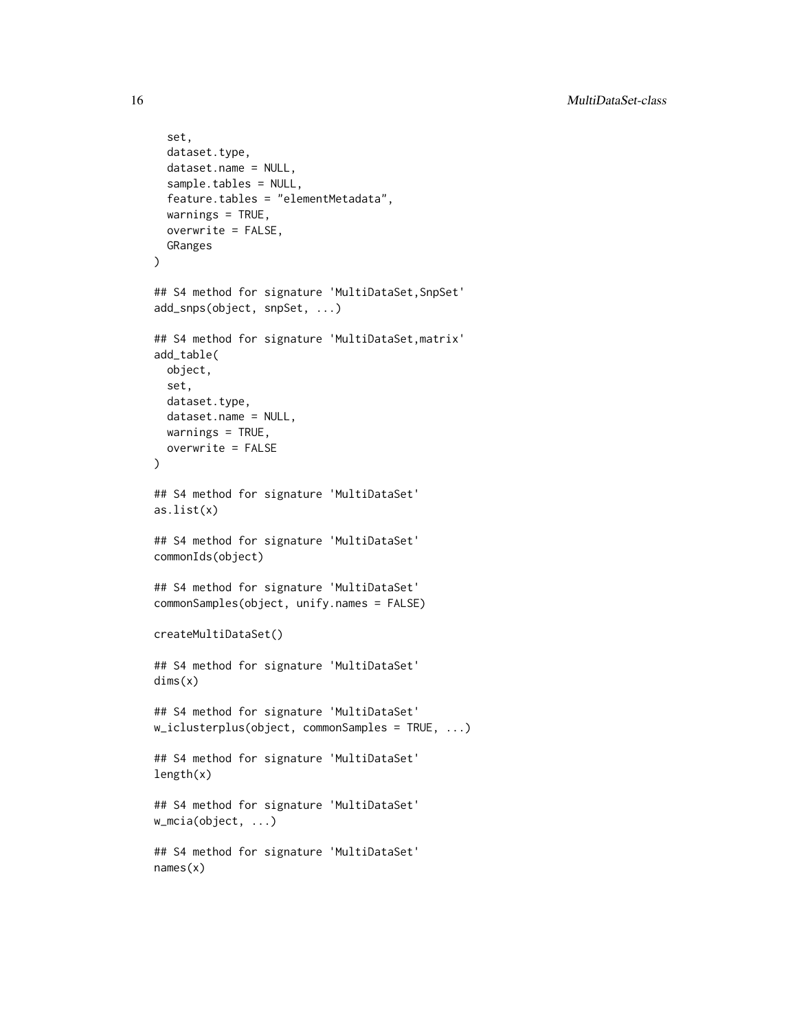```
  set,
  dataset.type,
  dataset.name = NULL,
  sample.tables = NULL,
  feature.tables = "elementMetadata",
  warnings = TRUE,
  overwrite = FALSE,
  GRanges
)

## S4 method for signature 'MultiDataSet,SnpSet'
add_snps(object, snpSet, ...)

## S4 method for signature 'MultiDataSet,matrix'
add_table(
  object,
  set,
  dataset.type,
  dataset.name = NULL,
  warnings = TRUE,
  overwrite = FALSE
)

## S4 method for signature 'MultiDataSet'
as.list(x)

## S4 method for signature 'MultiDataSet'
commonIds(object)

## S4 method for signature 'MultiDataSet'
commonSamples(object, unify.names = FALSE)

createMultiDataSet()

## S4 method for signature 'MultiDataSet'
dims(x)

## S4 method for signature 'MultiDataSet'
w_iclusterplus(object, commonSamples = TRUE, ...)

## S4 method for signature 'MultiDataSet'
length(x)

## S4 method for signature 'MultiDataSet'
w_mcia(object, ...)

## S4 method for signature 'MultiDataSet'
names(x)
```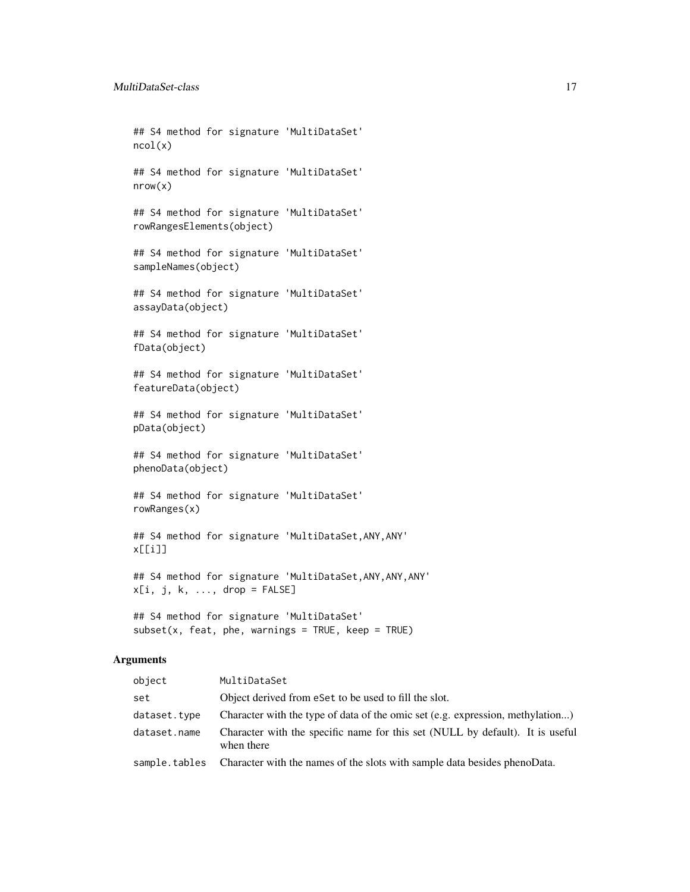```
## S4 method for signature 'MultiDataSet'
ncol(x)

## S4 method for signature 'MultiDataSet'
nrow(x)

## S4 method for signature 'MultiDataSet'
rowRangesElements(object)

## S4 method for signature 'MultiDataSet'
sampleNames(object)

## S4 method for signature 'MultiDataSet'
assayData(object)

## S4 method for signature 'MultiDataSet'
fData(object)

## S4 method for signature 'MultiDataSet'
featureData(object)

## S4 method for signature 'MultiDataSet'
pData(object)

## S4 method for signature 'MultiDataSet'
phenoData(object)

## S4 method for signature 'MultiDataSet'
rowRanges(x)

## S4 method for signature 'MultiDataSet,ANY,ANY'
x[[i]]

## S4 method for signature 'MultiDataSet,ANY,ANY,ANY'
x[i, j, k, ..., drop = FALSE]

## S4 method for signature 'MultiDataSet'
subset(x, feat, phe, warnings = TRUE, keep = TRUE)
```

## Arguments

| | |
|---|---|
| `object` | `MultiDataSet` |
| `set` | Object derived from `eSet` to be used to fill the slot. |
| `dataset.type` | Character with the type of data of the omic set (e.g. expression, methylation...) |
| `dataset.name` | Character with the specific name for this set (NULL by default). It is useful when there |
| `sample.tables` | Character with the names of the slots with sample data besides phenoData. |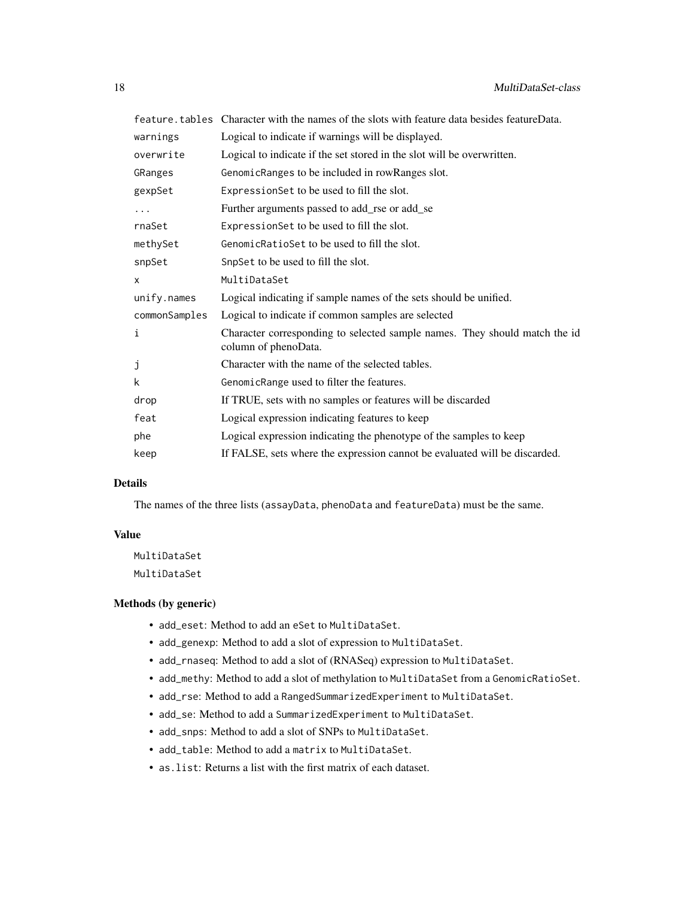| | |
|---|---|
| `feature.tables` | Character with the names of the slots with feature data besides featureData. |
| `warnings` | Logical to indicate if warnings will be displayed. |
| `overwrite` | Logical to indicate if the set stored in the slot will be overwritten. |
| `GRanges` | `GenomicRanges` to be included in rowRanges slot. |
| `gexpSet` | `ExpressionSet` to be used to fill the slot. |
| `...` | Further arguments passed to add_rse or add_se |
| `rnaSet` | `ExpressionSet` to be used to fill the slot. |
| `methySet` | `GenomicRatioSet` to be used to fill the slot. |
| `snpSet` | `SnpSet` to be used to fill the slot. |
| `x` | `MultiDataSet` |
| `unify.names` | Logical indicating if sample names of the sets should be unified. |
| `commonSamples` | Logical to indicate if common samples are selected |
| `i` | Character corresponding to selected sample names. They should match the id column of phenoData. |
| `j` | Character with the name of the selected tables. |
| `k` | `GenomicRange` used to filter the features. |
| `drop` | If TRUE, sets with no samples or features will be discarded |
| `feat` | Logical expression indicating features to keep |
| `phe` | Logical expression indicating the phenotype of the samples to keep |
| `keep` | If FALSE, sets where the expression cannot be evaluated will be discarded. |

## Details

The names of the three lists (`assayData`, `phenoData` and `featureData`) must be the same.

## Value

`MultiDataSet`

`MultiDataSet`

## Methods (by generic)

- `add_eset`: Method to add an `eSet` to `MultiDataSet`.
- `add_genexp`: Method to add a slot of expression to `MultiDataSet`.
- `add_rnaseq`: Method to add a slot of (RNASeq) expression to `MultiDataSet`.
- `add_methy`: Method to add a slot of methylation to `MultiDataSet` from a `GenomicRatioSet`.
- `add_rse`: Method to add a `RangedSummarizedExperiment` to `MultiDataSet`.
- `add_se`: Method to add a `SummarizedExperiment` to `MultiDataSet`.
- `add_snps`: Method to add a slot of SNPs to `MultiDataSet`.
- `add_table`: Method to add a `matrix` to `MultiDataSet`.
- `as.list`: Returns a list with the first matrix of each dataset.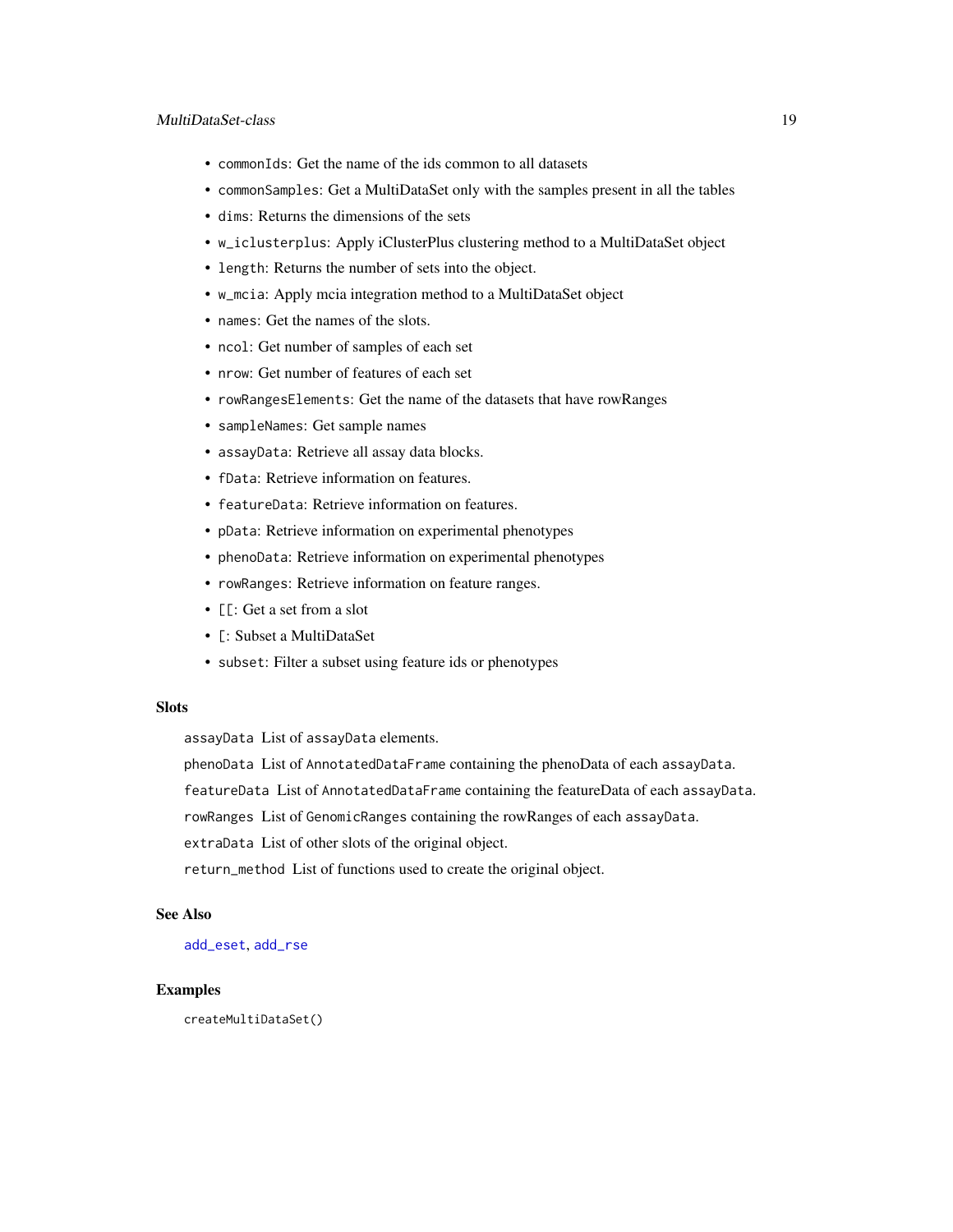- `commonIds`: Get the name of the ids common to all datasets
- `commonSamples`: Get a MultiDataSet only with the samples present in all the tables
- `dims`: Returns the dimensions of the sets
- `w_iclusterplus`: Apply iClusterPlus clustering method to a MultiDataSet object
- `length`: Returns the number of sets into the object.
- `w_mcia`: Apply mcia integration method to a MultiDataSet object
- `names`: Get the names of the slots.
- `ncol`: Get number of samples of each set
- `nrow`: Get number of features of each set
- `rowRangesElements`: Get the name of the datasets that have rowRanges
- `sampleNames`: Get sample names
- `assayData`: Retrieve all assay data blocks.
- `fData`: Retrieve information on features.
- `featureData`: Retrieve information on features.
- `pData`: Retrieve information on experimental phenotypes
- `phenoData`: Retrieve information on experimental phenotypes
- `rowRanges`: Retrieve information on feature ranges.
- `[[`: Get a set from a slot
- `[`: Subset a MultiDataSet
- `subset`: Filter a subset using feature ids or phenotypes

### Slots

`assayData` List of `assayData` elements.

`phenoData` List of `AnnotatedDataFrame` containing the phenoData of each `assayData`.

`featureData` List of `AnnotatedDataFrame` containing the featureData of each `assayData`.

`rowRanges` List of `GenomicRanges` containing the rowRanges of each `assayData`.

`extraData` List of other slots of the original object.

`return_method` List of functions used to create the original object.

### See Also

`add_eset`, `add_rse`

### Examples

```
createMultiDataSet()
```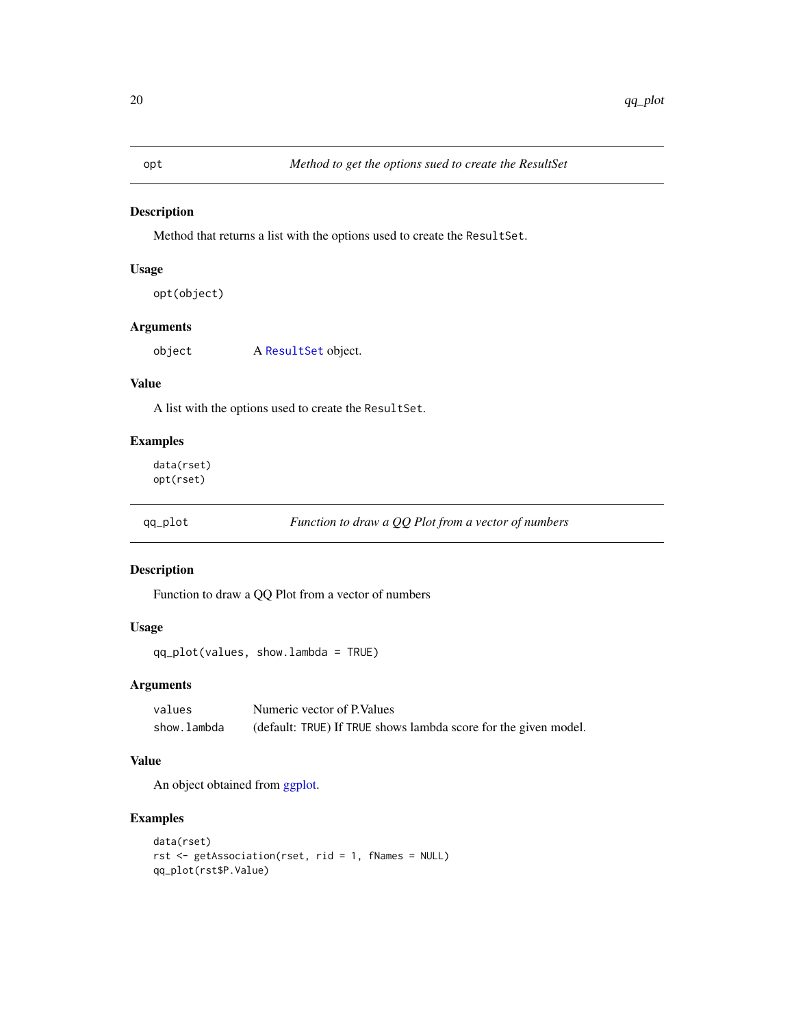## opt — *Method to get the options sued to create the ResultSet*

### Description

Method that returns a list with the options used to create the `ResultSet`.

### Usage

```
opt(object)
```

### Arguments

| | |
|---|---|
| `object` | A `ResultSet` object. |

### Value

A list with the options used to create the `ResultSet`.

### Examples

```
data(rset)
opt(rset)
```

## qq_plot — *Function to draw a QQ Plot from a vector of numbers*

### Description

Function to draw a QQ Plot from a vector of numbers

### Usage

```
qq_plot(values, show.lambda = TRUE)
```

### Arguments

| | |
|---|---|
| `values` | Numeric vector of P.Values |
| `show.lambda` | (default: `TRUE`) If `TRUE` shows lambda score for the given model. |

### Value

An object obtained from ggplot.

### Examples

```
data(rset)
rst <- getAssociation(rset, rid = 1, fNames = NULL)
qq_plot(rst$P.Value)
```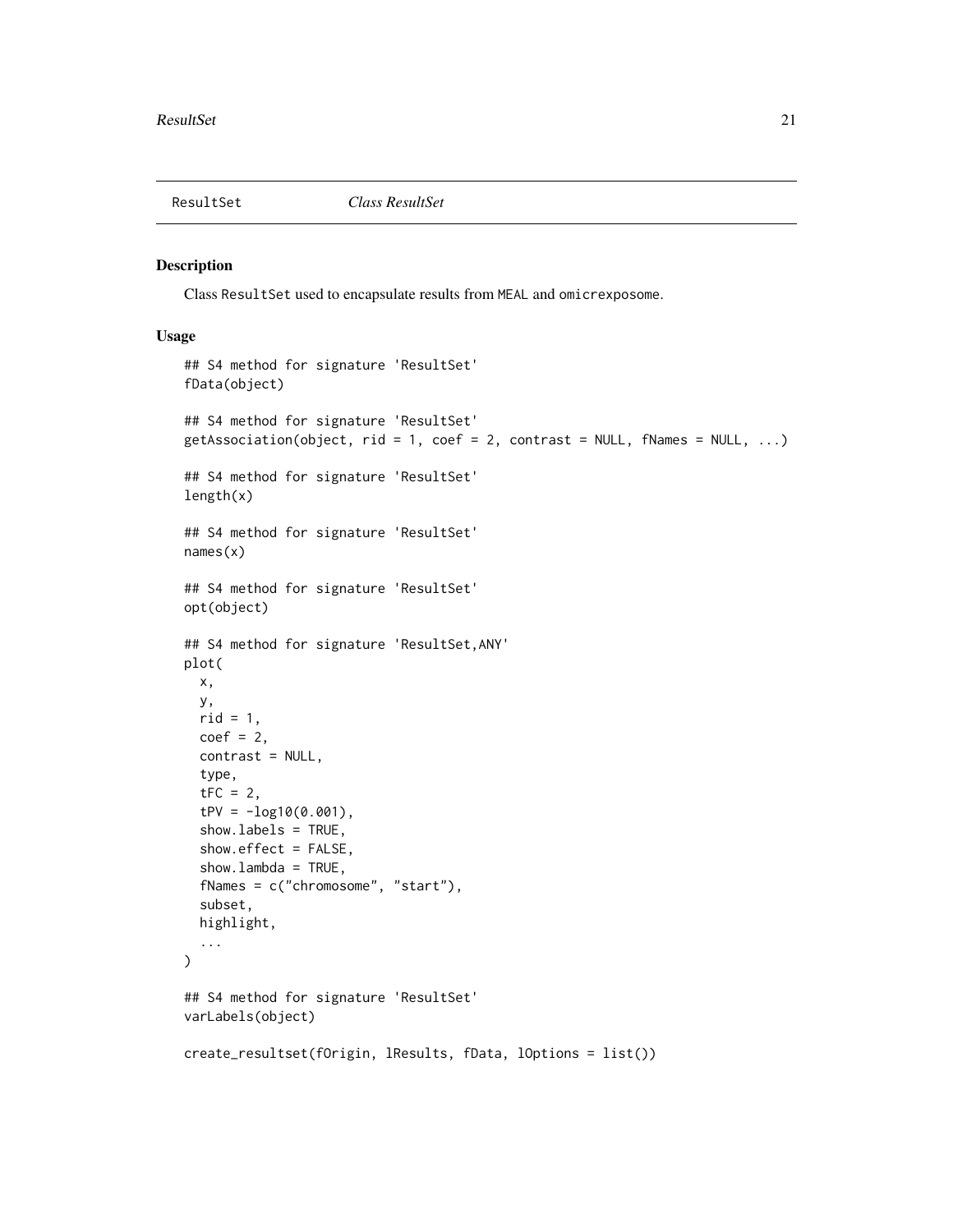# ResultSet — *Class ResultSet*

## Description

Class ResultSet used to encapsulate results from MEAL and omicrexposome.

## Usage

```
## S4 method for signature 'ResultSet'
fData(object)

## S4 method for signature 'ResultSet'
getAssociation(object, rid = 1, coef = 2, contrast = NULL, fNames = NULL, ...)

## S4 method for signature 'ResultSet'
length(x)

## S4 method for signature 'ResultSet'
names(x)

## S4 method for signature 'ResultSet'
opt(object)

## S4 method for signature 'ResultSet,ANY'
plot(
  x,
  y,
  rid = 1,
  coef = 2,
  contrast = NULL,
  type,
  tFC = 2,
  tPV = -log10(0.001),
  show.labels = TRUE,
  show.effect = FALSE,
  show.lambda = TRUE,
  fNames = c("chromosome", "start"),
  subset,
  highlight,
  ...
)

## S4 method for signature 'ResultSet'
varLabels(object)

create_resultset(fOrigin, lResults, fData, lOptions = list())
```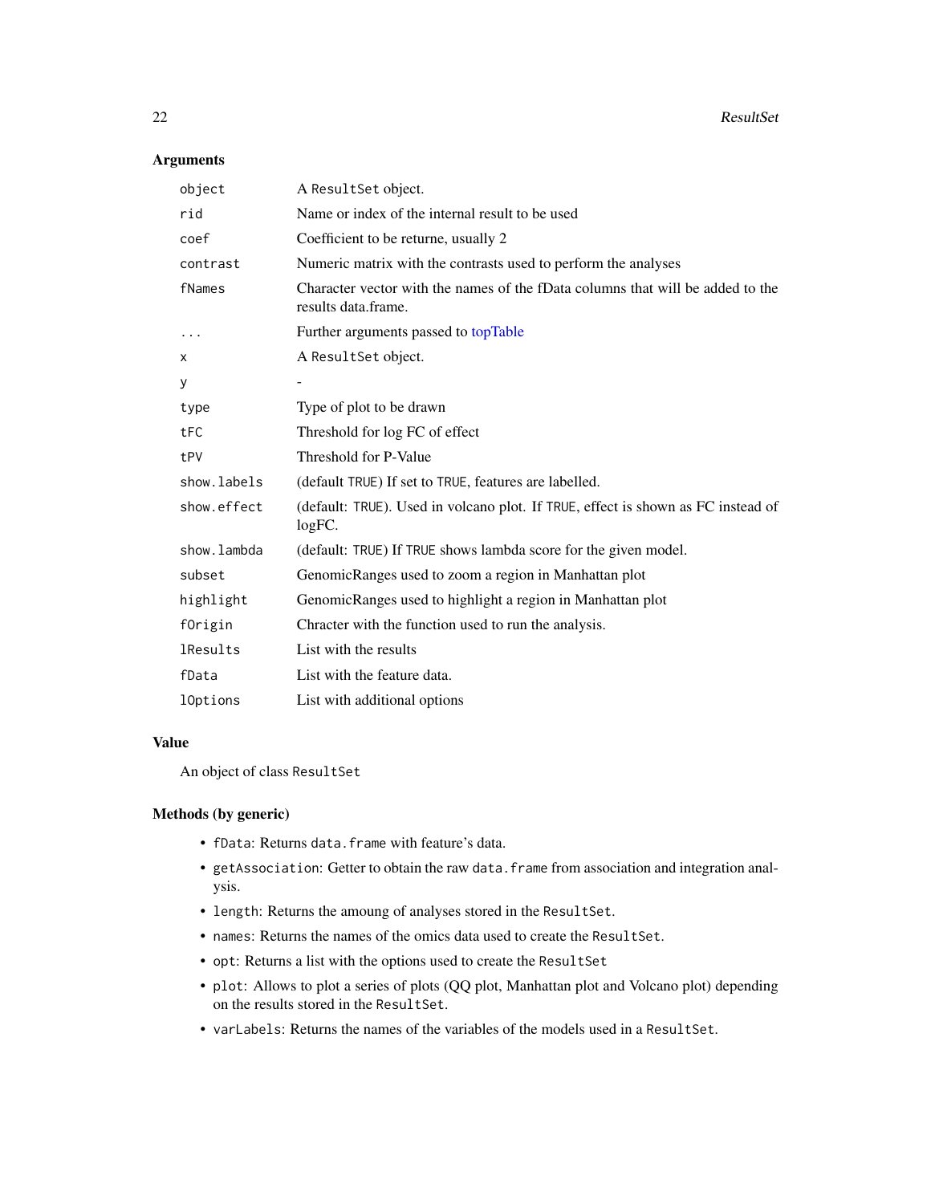## Arguments

| | |
|---|---|
| `object` | A `ResultSet` object. |
| `rid` | Name or index of the internal result to be used |
| `coef` | Coefficient to be returne, usually 2 |
| `contrast` | Numeric matrix with the contrasts used to perform the analyses |
| `fNames` | Character vector with the names of the fData columns that will be added to the results data.frame. |
| `...` | Further arguments passed to topTable |
| `x` | A `ResultSet` object. |
| `y` | - |
| `type` | Type of plot to be drawn |
| `tFC` | Threshold for log FC of effect |
| `tPV` | Threshold for P-Value |
| `show.labels` | (default `TRUE`) If set to `TRUE`, features are labelled. |
| `show.effect` | (default: `TRUE`). Used in volcano plot. If `TRUE`, effect is shown as FC instead of logFC. |
| `show.lambda` | (default: `TRUE`) If `TRUE` shows lambda score for the given model. |
| `subset` | GenomicRanges used to zoom a region in Manhattan plot |
| `highlight` | GenomicRanges used to highlight a region in Manhattan plot |
| `fOrigin` | Chracter with the function used to run the analysis. |
| `lResults` | List with the results |
| `fData` | List with the feature data. |
| `lOptions` | List with additional options |

## Value

An object of class `ResultSet`

## Methods (by generic)

- `fData`: Returns `data.frame` with feature's data.
- `getAssociation`: Getter to obtain the raw `data.frame` from association and integration analysis.
- `length`: Returns the amoung of analyses stored in the `ResultSet`.
- `names`: Returns the names of the omics data used to create the `ResultSet`.
- `opt`: Returns a list with the options used to create the `ResultSet`
- `plot`: Allows to plot a series of plots (QQ plot, Manhattan plot and Volcano plot) depending on the results stored in the `ResultSet`.
- `varLabels`: Returns the names of the variables of the models used in a `ResultSet`.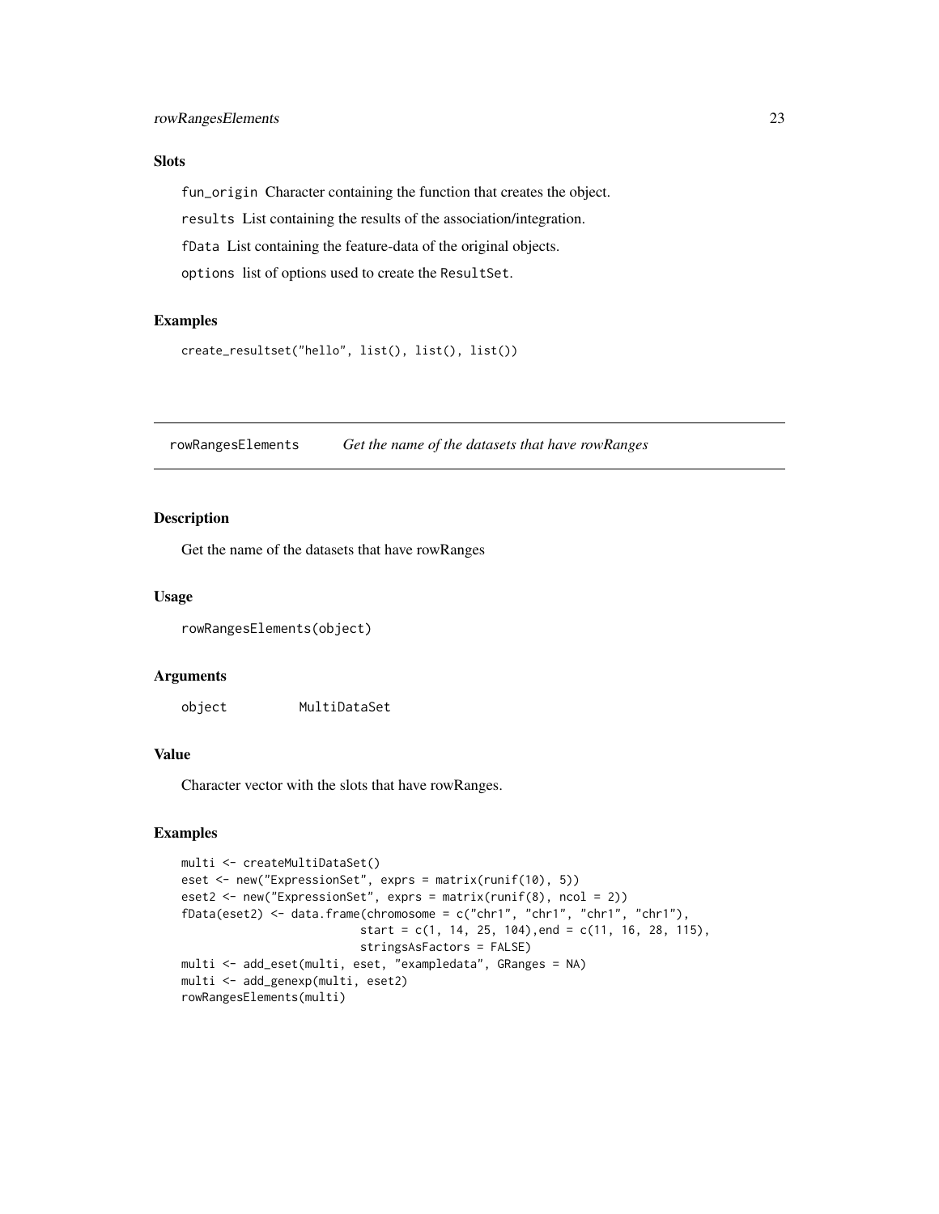### Slots

fun_origin Character containing the function that creates the object.

results List containing the results of the association/integration.

fData List containing the feature-data of the original objects.

options list of options used to create the ResultSet.

### Examples

```
create_resultset("hello", list(), list(), list())
```

---

## rowRangesElements *Get the name of the datasets that have rowRanges*

### Description

Get the name of the datasets that have rowRanges

### Usage

```
rowRangesElements(object)
```

### Arguments

object MultiDataSet

### Value

Character vector with the slots that have rowRanges.

### Examples

```
multi <- createMultiDataSet()
eset <- new("ExpressionSet", exprs = matrix(runif(10), 5))
eset2 <- new("ExpressionSet", exprs = matrix(runif(8), ncol = 2))
fData(eset2) <- data.frame(chromosome = c("chr1", "chr1", "chr1", "chr1"),
                           start = c(1, 14, 25, 104),end = c(11, 16, 28, 115),
                           stringsAsFactors = FALSE)
multi <- add_eset(multi, eset, "exampledata", GRanges = NA)
multi <- add_genexp(multi, eset2)
rowRangesElements(multi)
```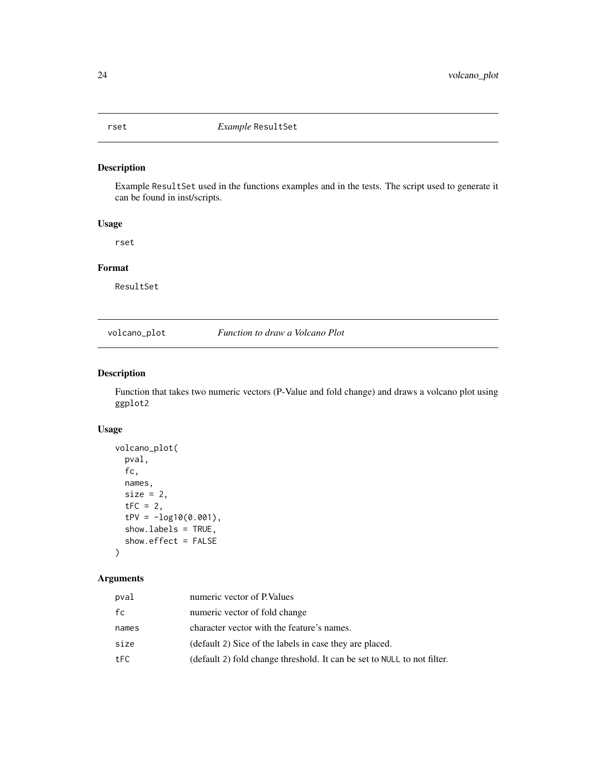## rset — *Example* ResultSet

### Description

Example ResultSet used in the functions examples and in the tests. The script used to generate it can be found in inst/scripts.

### Usage

```
rset
```

### Format

ResultSet

## volcano_plot — *Function to draw a Volcano Plot*

### Description

Function that takes two numeric vectors (P-Value and fold change) and draws a volcano plot using ggplot2

### Usage

```
volcano_plot(
  pval,
  fc,
  names,
  size = 2,
  tFC = 2,
  tPV = -log10(0.001),
  show.labels = TRUE,
  show.effect = FALSE
)
```

### Arguments

| | |
|---|---|
| pval | numeric vector of P.Values |
| fc | numeric vector of fold change |
| names | character vector with the feature's names. |
| size | (default 2) Sice of the labels in case they are placed. |
| tFC | (default 2) fold change threshold. It can be set to NULL to not filter. |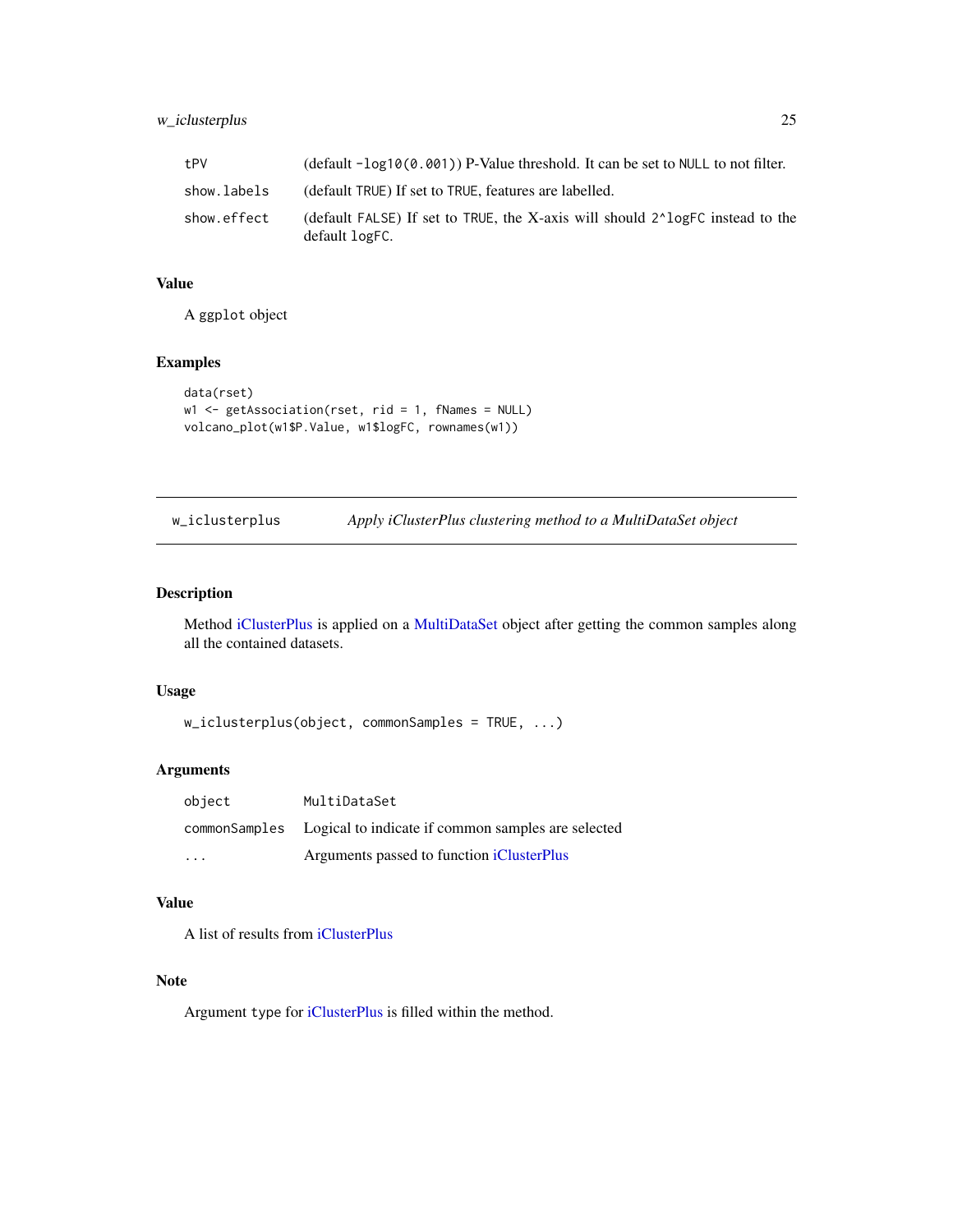| | |
|---|---|
| tPV | (default `-log10(0.001)`) P-Value threshold. It can be set to `NULL` to not filter. |
| show.labels | (default `TRUE`) If set to `TRUE`, features are labelled. |
| show.effect | (default `FALSE`) If set to `TRUE`, the X-axis will should `2^logFC` instead to the default `logFC`. |

### Value

A `ggplot` object

### Examples

```
data(rset)
w1 <- getAssociation(rset, rid = 1, fNames = NULL)
volcano_plot(w1$P.Value, w1$logFC, rownames(w1))
```

---

## w_iclusterplus — *Apply iClusterPlus clustering method to a MultiDataSet object*

### Description

Method iClusterPlus is applied on a MultiDataSet object after getting the common samples along all the contained datasets.

### Usage

```
w_iclusterplus(object, commonSamples = TRUE, ...)
```

### Arguments

| | |
|---|---|
| object | MultiDataSet |
| commonSamples | Logical to indicate if common samples are selected |
| ... | Arguments passed to function iClusterPlus |

### Value

A list of results from iClusterPlus

### Note

Argument `type` for iClusterPlus is filled within the method.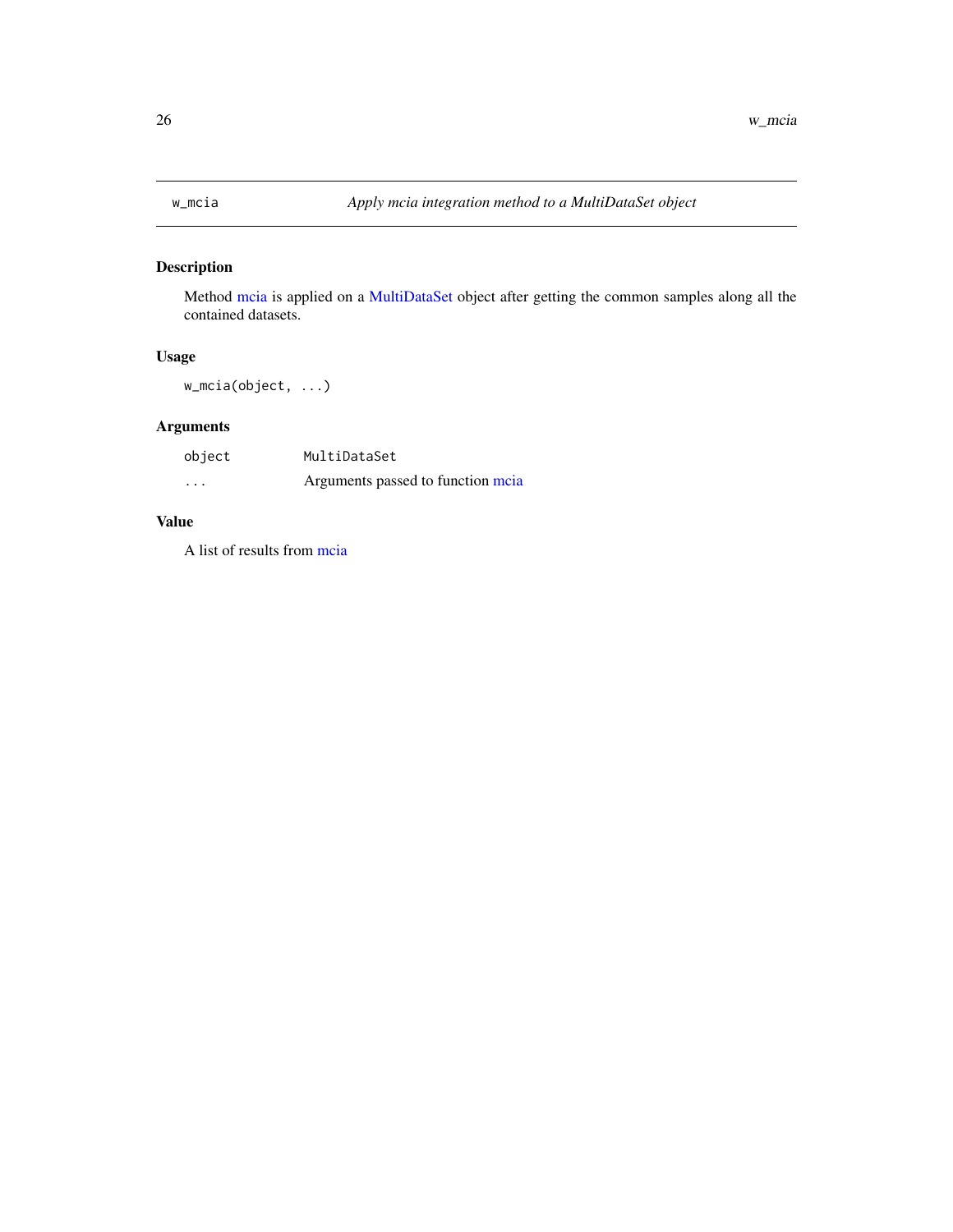## w_mcia

*Apply mcia integration method to a MultiDataSet object*

### Description

Method mcia is applied on a MultiDataSet object after getting the common samples along all the contained datasets.

### Usage

```
w_mcia(object, ...)
```

### Arguments

| | |
|---|---|
| `object` | `MultiDataSet` |
| `...` | Arguments passed to function mcia |

### Value

A list of results from mcia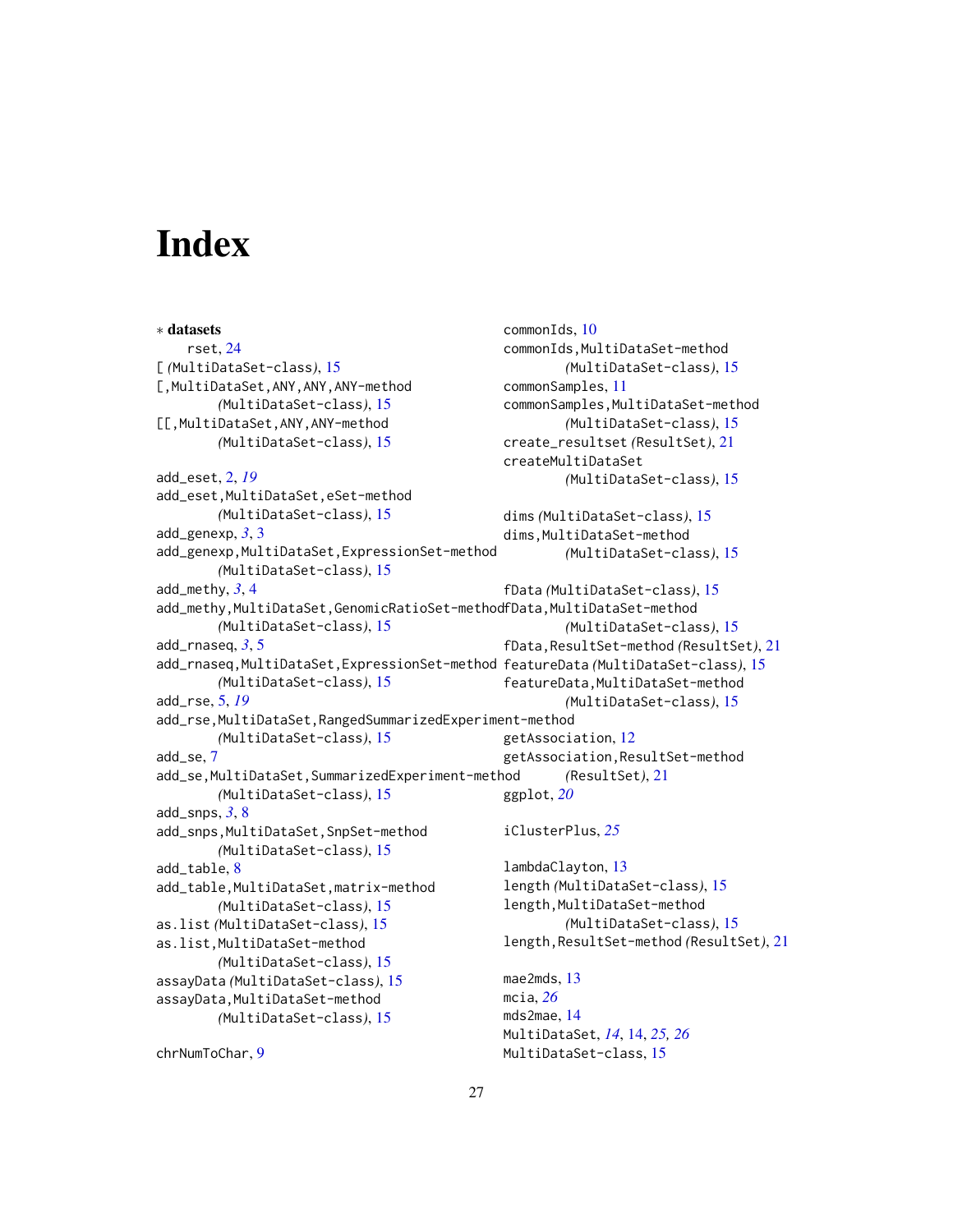# Index

∗ **datasets**
  rset, 24

[ *(MultiDataSet-class)*, 15
[,MultiDataSet,ANY,ANY,ANY-method *(MultiDataSet-class)*, 15
[[,MultiDataSet,ANY,ANY-method *(MultiDataSet-class)*, 15

add_eset, 2, *19*
add_eset,MultiDataSet,eSet-method *(MultiDataSet-class)*, 15
add_genexp, *3*, 3
add_genexp,MultiDataSet,ExpressionSet-method *(MultiDataSet-class)*, 15
add_methy, *3*, 4
add_methy,MultiDataSet,GenomicRatioSet-method *(MultiDataSet-class)*, 15
add_rnaseq, *3*, 5
add_rnaseq,MultiDataSet,ExpressionSet-method *(MultiDataSet-class)*, 15
add_rse, 5, *19*
add_rse,MultiDataSet,RangedSummarizedExperiment-method *(MultiDataSet-class)*, 15
add_se, 7
add_se,MultiDataSet,SummarizedExperiment-method *(MultiDataSet-class)*, 15
add_snps, *3*, 8
add_snps,MultiDataSet,SnpSet-method *(MultiDataSet-class)*, 15
add_table, 8
add_table,MultiDataSet,matrix-method *(MultiDataSet-class)*, 15
as.list *(MultiDataSet-class)*, 15
as.list,MultiDataSet-method *(MultiDataSet-class)*, 15
assayData *(MultiDataSet-class)*, 15
assayData,MultiDataSet-method *(MultiDataSet-class)*, 15

chrNumToChar, 9
commonIds, 10
commonIds,MultiDataSet-method *(MultiDataSet-class)*, 15
commonSamples, 11
commonSamples,MultiDataSet-method *(MultiDataSet-class)*, 15
create_resultset *(ResultSet)*, 21
createMultiDataSet *(MultiDataSet-class)*, 15

dims *(MultiDataSet-class)*, 15
dims,MultiDataSet-method *(MultiDataSet-class)*, 15

fData *(MultiDataSet-class)*, 15
fData,MultiDataSet-method *(MultiDataSet-class)*, 15
fData,ResultSet-method *(ResultSet)*, 21
featureData *(MultiDataSet-class)*, 15
featureData,MultiDataSet-method *(MultiDataSet-class)*, 15

getAssociation, 12
getAssociation,ResultSet-method *(ResultSet)*, 21
ggplot, *20*

iClusterPlus, *25*

lambdaClayton, 13
length *(MultiDataSet-class)*, 15
length,MultiDataSet-method *(MultiDataSet-class)*, 15
length,ResultSet-method *(ResultSet)*, 21

mae2mds, 13
mcia, *26*
mds2mae, 14
MultiDataSet, *14*, 14, *25, 26*
MultiDataSet-class, 15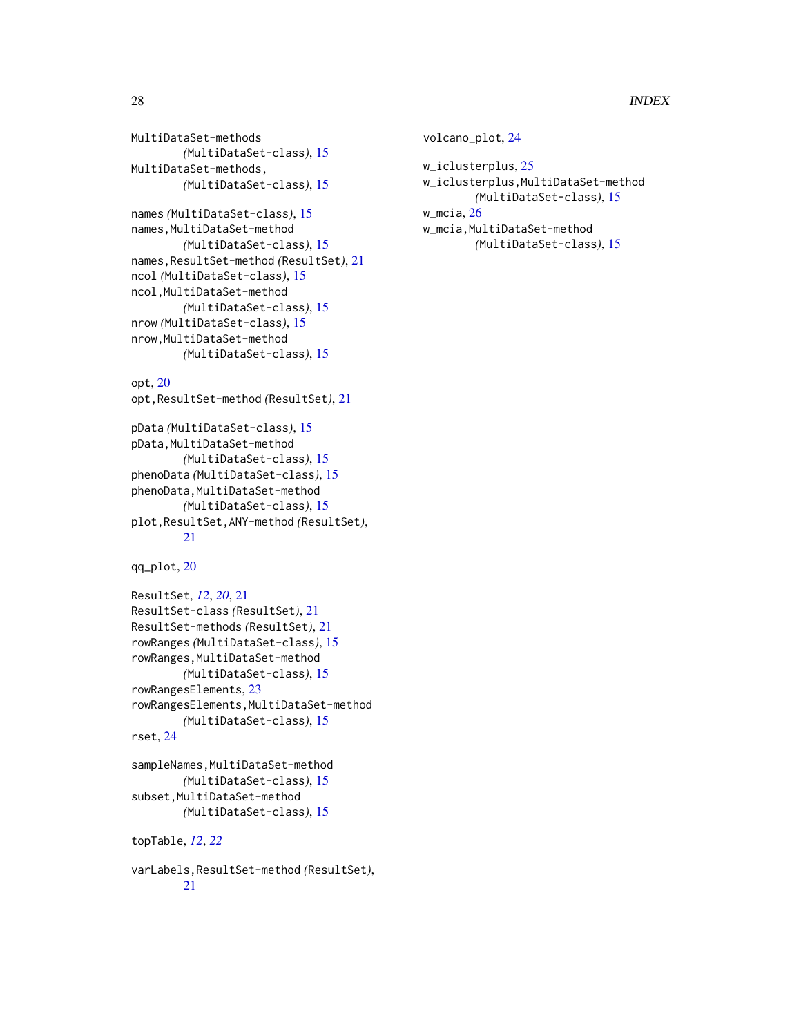MultiDataSet-methods
        (MultiDataSet-class), 15
MultiDataSet-methods,
        (MultiDataSet-class), 15

names (MultiDataSet-class), 15
names,MultiDataSet-method
        (MultiDataSet-class), 15
names,ResultSet-method (ResultSet), 21
ncol (MultiDataSet-class), 15
ncol,MultiDataSet-method
        (MultiDataSet-class), 15
nrow (MultiDataSet-class), 15
nrow,MultiDataSet-method
        (MultiDataSet-class), 15

opt, 20
opt,ResultSet-method (ResultSet), 21

pData (MultiDataSet-class), 15
pData,MultiDataSet-method
        (MultiDataSet-class), 15
phenoData (MultiDataSet-class), 15
phenoData,MultiDataSet-method
        (MultiDataSet-class), 15
plot,ResultSet,ANY-method (ResultSet),
        21

qq_plot, 20

ResultSet, *12*, *20*, 21
ResultSet-class (ResultSet), 21
ResultSet-methods (ResultSet), 21
rowRanges (MultiDataSet-class), 15
rowRanges,MultiDataSet-method
        (MultiDataSet-class), 15
rowRangesElements, 23
rowRangesElements,MultiDataSet-method
        (MultiDataSet-class), 15
rset, 24

sampleNames,MultiDataSet-method
        (MultiDataSet-class), 15
subset,MultiDataSet-method
        (MultiDataSet-class), 15

topTable, *12*, *22*

varLabels,ResultSet-method (ResultSet),
        21
volcano_plot, 24

w_iclusterplus, 25
w_iclusterplus,MultiDataSet-method
        (MultiDataSet-class), 15
w_mcia, 26
w_mcia,MultiDataSet-method
        (MultiDataSet-class), 15